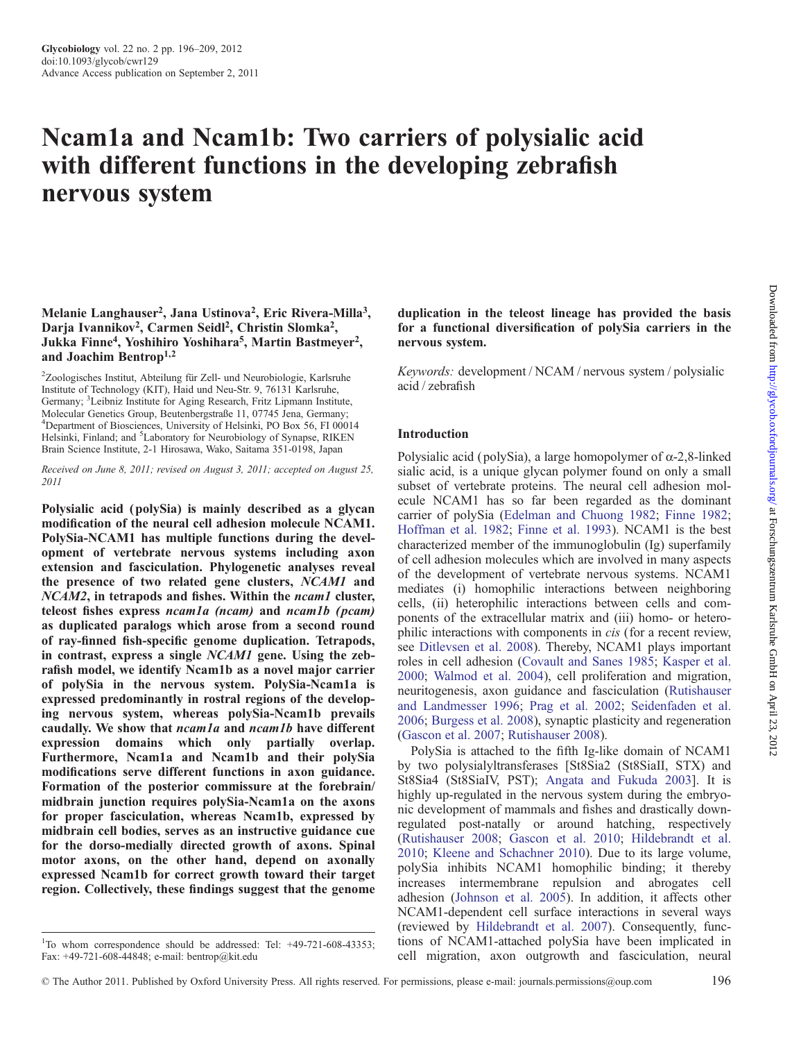# Ncam1a and Ncam1b: Two carriers of polysialic acid with different functions in the developing zebrafish nervous system

**Melanie Langhauser[2], Jana Ustinova[2], Eric Rivera-Milla[3], Darja Ivannikov[2], Carmen Seidl[2], Christin Slomka[2], Jukka Finne[4], Yoshihiro Yoshihara[5], Martin Bastmeyer[2], and Joachim Bentrop[1,2]**

[2]Zoologisches Institut, Abteilung für Zell- und Neurobiologie, Karlsruhe Institute of Technology (KIT), Haid und Neu-Str. 9, 76131 Karlsruhe, Germany; [3]Leibniz Institute for Aging Research, Fritz Lipmann Institute, Molecular Genetics Group, Beutenbergstraße 11, 07745 Jena, Germany; [4]Department of Biosciences, University of Helsinki, PO Box 56, FI 00014 Helsinki, Finland; and [5]Laboratory for Neurobiology of Synapse, RIKEN Brain Science Institute, 2-1 Hirosawa, Wako, Saitama 351-0198, Japan

*Received on June 8, 2011; revised on August 3, 2011; accepted on August 25, 2011*

**Polysialic acid (polySia) is mainly described as a glycan modification of the neural cell adhesion molecule NCAM1. PolySia-NCAM1 has multiple functions during the development of vertebrate nervous systems including axon extension and fasciculation. Phylogenetic analyses reveal the presence of two related gene clusters, *NCAM1* and *NCAM2*, in tetrapods and fishes. Within the *ncam1* cluster, teleost fishes express *ncam1a (ncam)* and *ncam1b (pcam)* as duplicated paralogs which arose from a second round of ray-finned fish-specific genome duplication. Tetrapods, in contrast, express a single *NCAM1* gene. Using the zebrafish model, we identify Ncam1b as a novel major carrier of polySia in the nervous system. PolySia-Ncam1a is expressed predominantly in rostral regions of the developing nervous system, whereas polySia-Ncam1b prevails caudally. We show that *ncam1a* and *ncam1b* have different expression domains which only partially overlap. Furthermore, Ncam1a and Ncam1b and their polySia modifications serve different functions in axon guidance. Formation of the posterior commissure at the forebrain/midbrain junction requires polySia-Ncam1a on the axons for proper fasciculation, whereas Ncam1b, expressed by midbrain cell bodies, serves as an instructive guidance cue for the dorso-medially directed growth of axons. Spinal motor axons, on the other hand, depend on axonally expressed Ncam1b for correct growth toward their target region. Collectively, these findings suggest that the genome duplication in the teleost lineage has provided the basis for a functional diversification of polySia carriers in the nervous system.**

*Keywords:* development / NCAM / nervous system / polysialic acid / zebrafish

## Introduction

Polysialic acid (polySia), a large homopolymer of α-2,8-linked sialic acid, is a unique glycan polymer found on only a small subset of vertebrate proteins. The neural cell adhesion molecule NCAM1 has so far been regarded as the dominant carrier of polySia (Edelman and Chuong 1982; Finne 1982; Hoffman et al. 1982; Finne et al. 1993). NCAM1 is the best characterized member of the immunoglobulin (Ig) superfamily of cell adhesion molecules which are involved in many aspects of the development of vertebrate nervous systems. NCAM1 mediates (i) homophilic interactions between neighboring cells, (ii) heterophilic interactions between cells and components of the extracellular matrix and (iii) homo- or heterophilic interactions with components in *cis* (for a recent review, see Ditlevsen et al. 2008). Thereby, NCAM1 plays important roles in cell adhesion (Covault and Sanes 1985; Kasper et al. 2000; Walmod et al. 2004), cell proliferation and migration, neuritogenesis, axon guidance and fasciculation (Rutishauser and Landmesser 1996; Prag et al. 2002; Seidenfaden et al. 2006; Burgess et al. 2008), synaptic plasticity and regeneration (Gascon et al. 2007; Rutishauser 2008).

PolySia is attached to the fifth Ig-like domain of NCAM1 by two polysialyltransferases [St8Sia2 (St8SiaII, STX) and St8Sia4 (St8SiaIV, PST); Angata and Fukuda 2003]. It is highly up-regulated in the nervous system during the embryonic development of mammals and fishes and drastically down-regulated post-natally or around hatching, respectively (Rutishauser 2008; Gascon et al. 2010; Hildebrandt et al. 2010; Kleene and Schachner 2010). Due to its large volume, polySia inhibits NCAM1 homophilic binding; it thereby increases intermembrane repulsion and abrogates cell adhesion (Johnson et al. 2005). In addition, it affects other NCAM1-dependent cell surface interactions in several ways (reviewed by Hildebrandt et al. 2007). Consequently, functions of NCAM1-attached polySia have been implicated in cell migration, axon outgrowth and fasciculation, neural

[1]To whom correspondence should be addressed: Tel: +49-721-608-43353; Fax: +49-721-608-44848; e-mail: bentrop@kit.edu

© The Author 2011. Published by Oxford University Press. All rights reserved. For permissions, please e-mail: journals.permissions@oup.com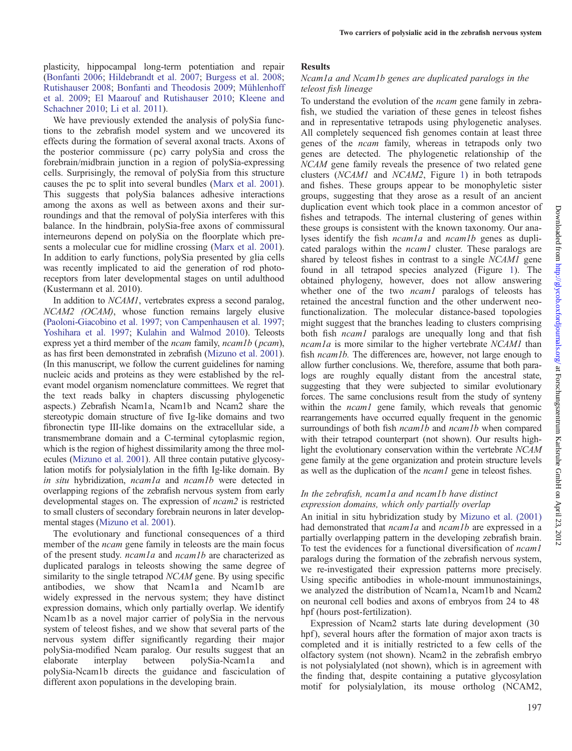plasticity, hippocampal long-term potentiation and repair (Bonfanti 2006; Hildebrandt et al. 2007; Burgess et al. 2008; Rutishauser 2008; Bonfanti and Theodosis 2009; Mühlenhoff et al. 2009; El Maarouf and Rutishauser 2010; Kleene and Schachner 2010; Li et al. 2011).

We have previously extended the analysis of polySia functions to the zebrafish model system and we uncovered its effects during the formation of several axonal tracts. Axons of the posterior commissure (pc) carry polySia and cross the forebrain/midbrain junction in a region of polySia-expressing cells. Surprisingly, the removal of polySia from this structure causes the pc to split into several bundles (Marx et al. 2001). This suggests that polySia balances adhesive interactions among the axons as well as between axons and their surroundings and that the removal of polySia interferes with this balance. In the hindbrain, polySia-free axons of commissural interneurons depend on polySia on the floorplate which presents a molecular cue for midline crossing (Marx et al. 2001). In addition to early functions, polySia presented by glia cells was recently implicated to aid the generation of rod photoreceptors from later developmental stages on until adulthood (Kustermann et al. 2010).

In addition to *NCAM1*, vertebrates express a second paralog, *NCAM2 (OCAM)*, whose function remains largely elusive (Paoloni-Giacobino et al. 1997; von Campenhausen et al. 1997; Yoshihara et al. 1997; Kulahin and Walmod 2010). Teleosts express yet a third member of the *ncam* family, *ncam1b* (*pcam*), as has first been demonstrated in zebrafish (Mizuno et al. 2001). (In this manuscript, we follow the current guidelines for naming nucleic acids and proteins as they were established by the relevant model organism nomenclature committees. We regret that the text reads balky in chapters discussing phylogenetic aspects.) Zebrafish Ncam1a, Ncam1b and Ncam2 share the stereotypic domain structure of five Ig-like domains and two fibronectin type III-like domains on the extracellular side, a transmembrane domain and a C-terminal cytoplasmic region, which is the region of highest dissimilarity among the three molecules (Mizuno et al. 2001). All three contain putative glycosylation motifs for polysialylation in the fifth Ig-like domain. By *in situ* hybridization, *ncam1a* and *ncam1b* were detected in overlapping regions of the zebrafish nervous system from early developmental stages on. The expression of *ncam2* is restricted to small clusters of secondary forebrain neurons in later developmental stages (Mizuno et al. 2001).

The evolutionary and functional consequences of a third member of the *ncam* gene family in teleosts are the main focus of the present study. *ncam1a* and *ncam1b* are characterized as duplicated paralogs in teleosts showing the same degree of similarity to the single tetrapod *NCAM* gene. By using specific antibodies, we show that Ncam1a and Ncam1b are widely expressed in the nervous system; they have distinct expression domains, which only partially overlap. We identify Ncam1b as a novel major carrier of polySia in the nervous system of teleost fishes, and we show that several parts of the nervous system differ significantly regarding their major polySia-modified Ncam paralog. Our results suggest that an elaborate interplay between polySia-Ncam1a and polySia-Ncam1b directs the guidance and fasciculation of different axon populations in the developing brain.

## Results

### *Ncam1a and Ncam1b genes are duplicated paralogs in the teleost fish lineage*

To understand the evolution of the *ncam* gene family in zebrafish, we studied the variation of these genes in teleost fishes and in representative tetrapods using phylogenetic analyses. All completely sequenced fish genomes contain at least three genes of the *ncam* family, whereas in tetrapods only two genes are detected. The phylogenetic relationship of the *NCAM* gene family reveals the presence of two related gene clusters (*NCAM1* and *NCAM2*, Figure 1) in both tetrapods and fishes. These groups appear to be monophyletic sister groups, suggesting that they arose as a result of an ancient duplication event which took place in a common ancestor of fishes and tetrapods. The internal clustering of genes within these groups is consistent with the known taxonomy. Our analyses identify the fish *ncam1a* and *ncam1b* genes as duplicated paralogs within the *ncam1* cluster. These paralogs are shared by teleost fishes in contrast to a single *NCAM1* gene found in all tetrapod species analyzed (Figure 1). The obtained phylogeny, however, does not allow answering whether one of the two *ncam1* paralogs of teleosts has retained the ancestral function and the other underwent neofunctionalization. The molecular distance-based topologies might suggest that the branches leading to clusters comprising both fish *ncam1* paralogs are unequally long and that fish *ncam1a* is more similar to the higher vertebrate *NCAM1* than fish *ncam1b.* The differences are, however, not large enough to allow further conclusions. We, therefore, assume that both paralogs are roughly equally distant from the ancestral state, suggesting that they were subjected to similar evolutionary forces. The same conclusions result from the study of synteny within the *ncam1* gene family, which reveals that genomic rearrangements have occurred equally frequent in the genomic surroundings of both fish *ncam1b* and *ncam1b* when compared with their tetrapod counterpart (not shown). Our results highlight the evolutionary conservation within the vertebrate *NCAM* gene family at the gene organization and protein structure levels as well as the duplication of the *ncam1* gene in teleost fishes.

### *In the zebrafish, ncam1a and ncam1b have distinct expression domains, which only partially overlap*

An initial in situ hybridization study by Mizuno et al. (2001) had demonstrated that *ncam1a* and *ncam1b* are expressed in a partially overlapping pattern in the developing zebrafish brain. To test the evidences for a functional diversification of *ncam1* paralogs during the formation of the zebrafish nervous system, we re-investigated their expression patterns more precisely. Using specific antibodies in whole-mount immunostainings, we analyzed the distribution of Ncam1a, Ncam1b and Ncam2 on neuronal cell bodies and axons of embryos from 24 to 48 hpf (hours post-fertilization).

Expression of Ncam2 starts late during development (30 hpf), several hours after the formation of major axon tracts is completed and it is initially restricted to a few cells of the olfactory system (not shown). Ncam2 in the zebrafish embryo is not polysialylated (not shown), which is in agreement with the finding that, despite containing a putative glycosylation motif for polysialylation, its mouse ortholog (NCAM2,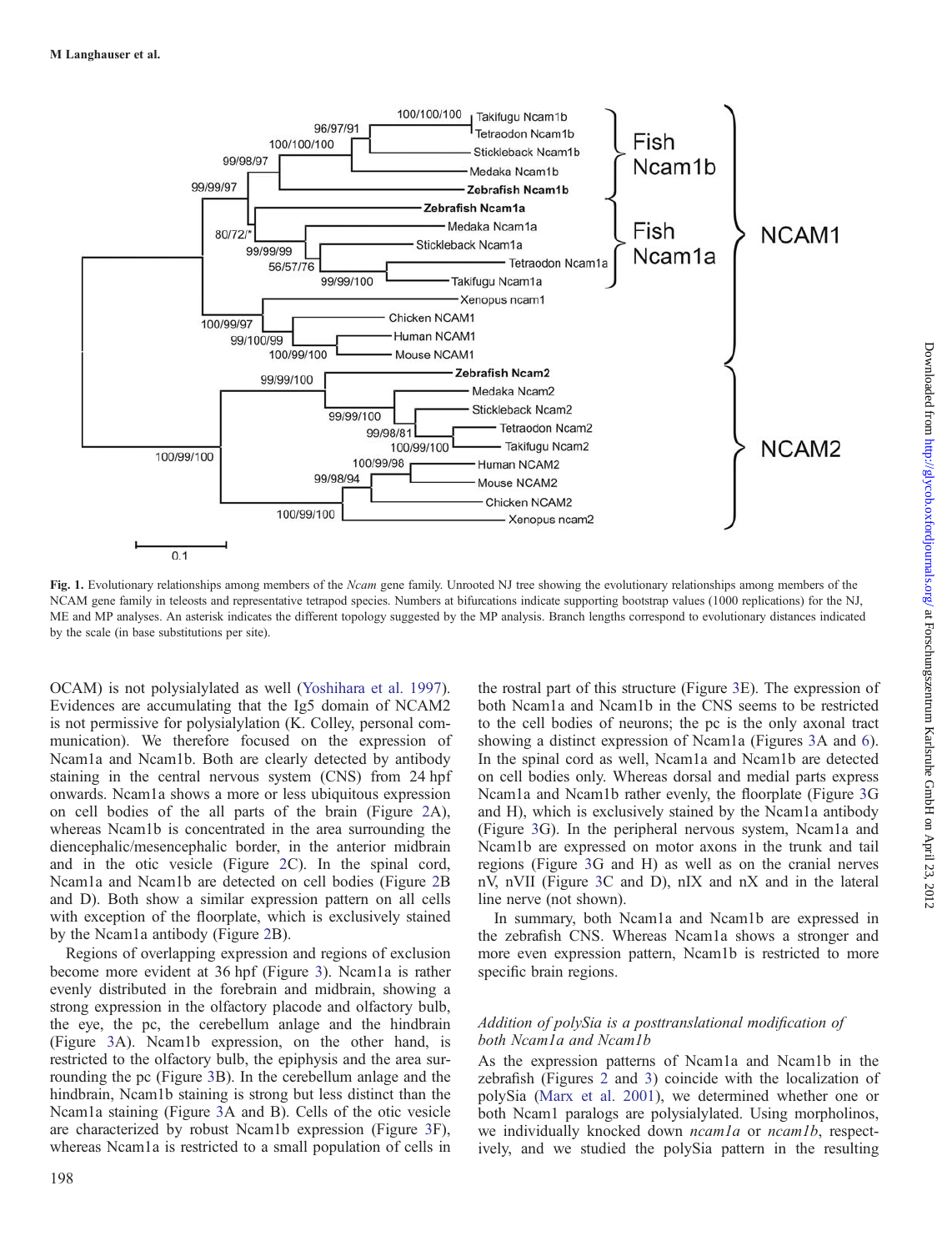**Fig. 1.** Evolutionary relationships among members of the *Ncam* gene family. Unrooted NJ tree showing the evolutionary relationships among members of the NCAM gene family in teleosts and representative tetrapod species. Numbers at bifurcations indicate supporting bootstrap values (1000 replications) for the NJ, ME and MP analyses. An asterisk indicates the different topology suggested by the MP analysis. Branch lengths correspond to evolutionary distances indicated by the scale (in base substitutions per site).

OCAM) is not polysialylated as well (Yoshihara et al. 1997). Evidences are accumulating that the Ig5 domain of NCAM2 is not permissive for polysialylation (K. Colley, personal communication). We therefore focused on the expression of Ncam1a and Ncam1b. Both are clearly detected by antibody staining in the central nervous system (CNS) from 24 hpf onwards. Ncam1a shows a more or less ubiquitous expression on cell bodies of the all parts of the brain (Figure 2A), whereas Ncam1b is concentrated in the area surrounding the diencephalic/mesencephalic border, in the anterior midbrain and in the otic vesicle (Figure 2C). In the spinal cord, Ncam1a and Ncam1b are detected on cell bodies (Figure 2B and D). Both show a similar expression pattern on all cells with exception of the floorplate, which is exclusively stained by the Ncam1a antibody (Figure 2B).

Regions of overlapping expression and regions of exclusion become more evident at 36 hpf (Figure 3). Ncam1a is rather evenly distributed in the forebrain and midbrain, showing a strong expression in the olfactory placode and olfactory bulb, the eye, the pc, the cerebellum anlage and the hindbrain (Figure 3A). Ncam1b expression, on the other hand, is restricted to the olfactory bulb, the epiphysis and the area surrounding the pc (Figure 3B). In the cerebellum anlage and the hindbrain, Ncam1b staining is strong but less distinct than the Ncam1a staining (Figure 3A and B). Cells of the otic vesicle are characterized by robust Ncam1b expression (Figure 3F), whereas Ncam1a is restricted to a small population of cells in the rostral part of this structure (Figure 3E). The expression of both Ncam1a and Ncam1b in the CNS seems to be restricted to the cell bodies of neurons; the pc is the only axonal tract showing a distinct expression of Ncam1a (Figures 3A and 6). In the spinal cord as well, Ncam1a and Ncam1b are detected on cell bodies only. Whereas dorsal and medial parts express Ncam1a and Ncam1b rather evenly, the floorplate (Figure 3G and H), which is exclusively stained by the Ncam1a antibody (Figure 3G). In the peripheral nervous system, Ncam1a and Ncam1b are expressed on motor axons in the trunk and tail regions (Figure 3G and H) as well as on the cranial nerves nV, nVII (Figure 3C and D), nIX and nX and in the lateral line nerve (not shown).

In summary, both Ncam1a and Ncam1b are expressed in the zebrafish CNS. Whereas Ncam1a shows a stronger and more even expression pattern, Ncam1b is restricted to more specific brain regions.

### *Addition of polySia is a posttranslational modification of both Ncam1a and Ncam1b*

As the expression patterns of Ncam1a and Ncam1b in the zebrafish (Figures 2 and 3) coincide with the localization of polySia (Marx et al. 2001), we determined whether one or both Ncam1 paralogs are polysialylated. Using morpholinos, we individually knocked down *ncam1a* or *ncam1b*, respectively, and we studied the polySia pattern in the resulting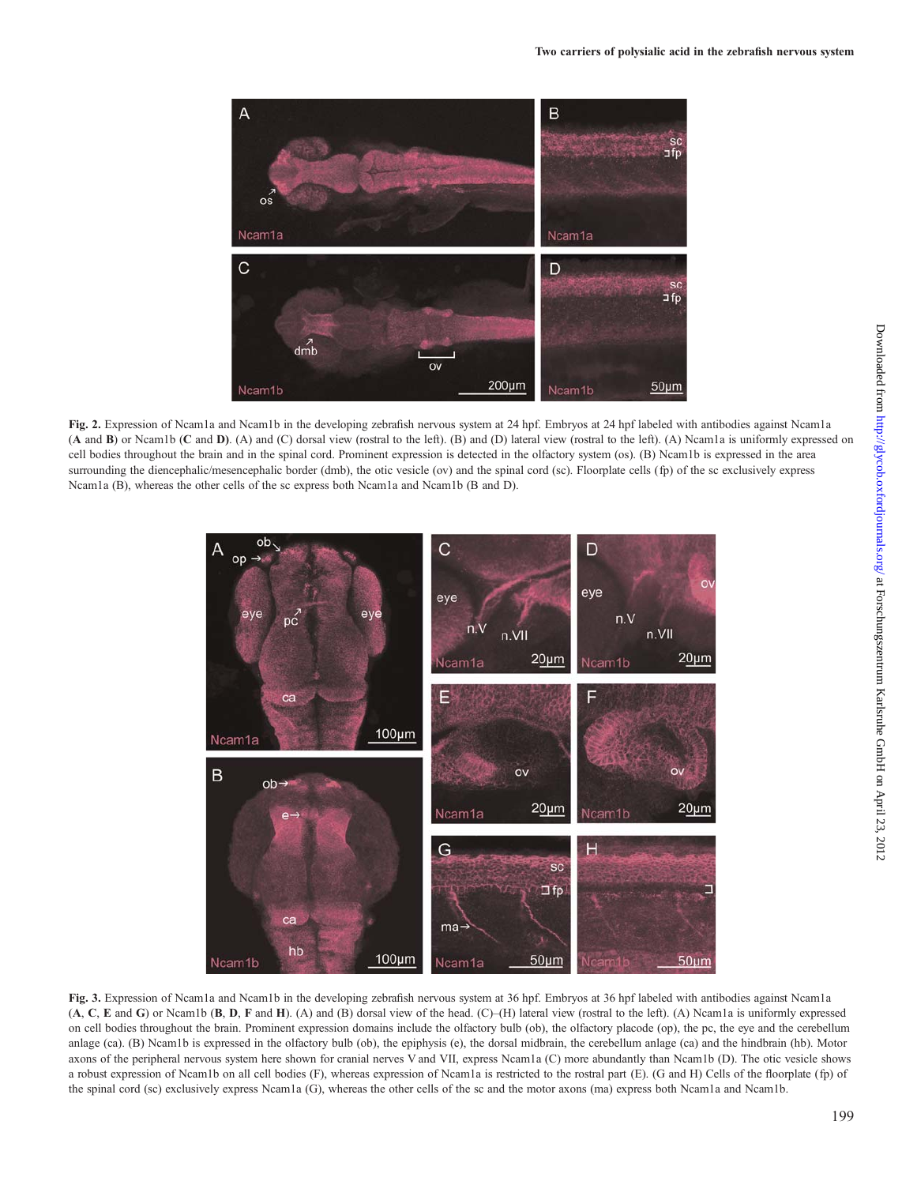**Fig. 2.** Expression of Ncam1a and Ncam1b in the developing zebrafish nervous system at 24 hpf. Embryos at 24 hpf labeled with antibodies against Ncam1a (**A** and **B**) or Ncam1b (**C** and **D**). (A) and (C) dorsal view (rostral to the left). (B) and (D) lateral view (rostral to the left). (A) Ncam1a is uniformly expressed on cell bodies throughout the brain and in the spinal cord. Prominent expression is detected in the olfactory system (os). (B) Ncam1b is expressed in the area surrounding the diencephalic/mesencephalic border (dmb), the otic vesicle (ov) and the spinal cord (sc). Floorplate cells (fp) of the sc exclusively express Ncam1a (B), whereas the other cells of the sc express both Ncam1a and Ncam1b (B and D).

**Fig. 3.** Expression of Ncam1a and Ncam1b in the developing zebrafish nervous system at 36 hpf. Embryos at 36 hpf labeled with antibodies against Ncam1a (**A**, **C**, **E** and **G**) or Ncam1b (**B**, **D**, **F** and **H**). (A) and (B) dorsal view of the head. (C)–(H) lateral view (rostral to the left). (A) Ncam1a is uniformly expressed on cell bodies throughout the brain. Prominent expression domains include the olfactory bulb (ob), the olfactory placode (op), the pc, the eye and the cerebellum anlage (ca). (B) Ncam1b is expressed in the olfactory bulb (ob), the epiphysis (e), the dorsal midbrain, the cerebellum anlage (ca) and the hindbrain (hb). Motor axons of the peripheral nervous system here shown for cranial nerves V and VII, express Ncam1a (C) more abundantly than Ncam1b (D). The otic vesicle shows a robust expression of Ncam1b on all cell bodies (F), whereas expression of Ncam1a is restricted to the rostral part (E). (G and H) Cells of the floorplate (fp) of the spinal cord (sc) exclusively express Ncam1a (G), whereas the other cells of the sc and the motor axons (ma) express both Ncam1a and Ncam1b.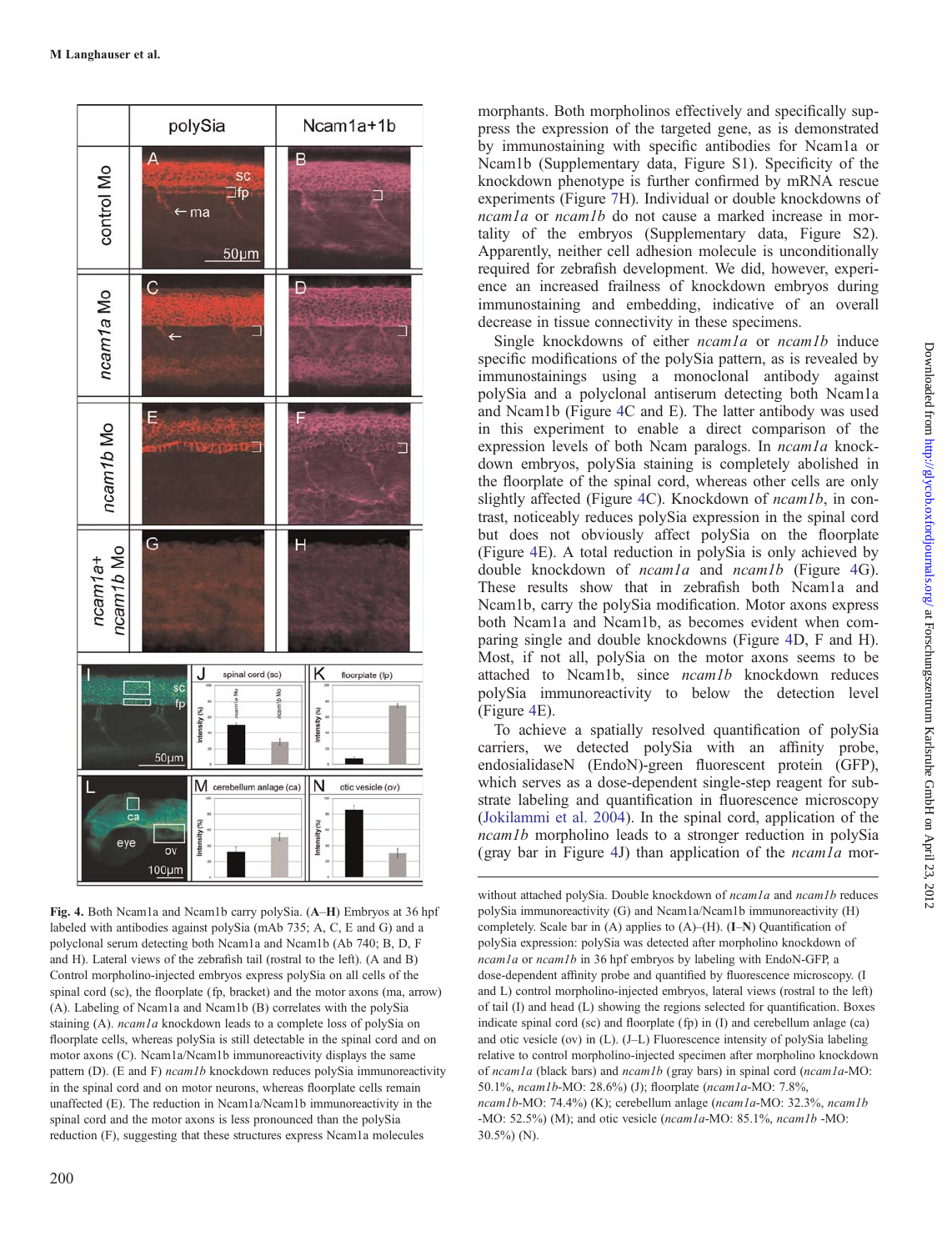morphants. Both morpholinos effectively and specifically suppress the expression of the targeted gene, as is demonstrated by immunostaining with specific antibodies for Ncam1a or Ncam1b (Supplementary data, Figure S1). Specificity of the knockdown phenotype is further confirmed by mRNA rescue experiments (Figure 7H). Individual or double knockdowns of *ncam1a* or *ncam1b* do not cause a marked increase in mortality of the embryos (Supplementary data, Figure S2). Apparently, neither cell adhesion molecule is unconditionally required for zebrafish development. We did, however, experience an increased frailness of knockdown embryos during immunostaining and embedding, indicative of an overall decrease in tissue connectivity in these specimens.

Single knockdowns of either *ncam1a* or *ncam1b* induce specific modifications of the polySia pattern, as is revealed by immunostainings using a monoclonal antibody against polySia and a polyclonal antiserum detecting both Ncam1a and Ncam1b (Figure 4C and E). The latter antibody was used in this experiment to enable a direct comparison of the expression levels of both Ncam paralogs. In *ncam1a* knockdown embryos, polySia staining is completely abolished in the floorplate of the spinal cord, whereas other cells are only slightly affected (Figure 4C). Knockdown of *ncam1b*, in contrast, noticeably reduces polySia expression in the spinal cord but does not obviously affect polySia on the floorplate (Figure 4E). A total reduction in polySia is only achieved by double knockdown of *ncam1a* and *ncam1b* (Figure 4G). These results show that in zebrafish both Ncam1a and Ncam1b, carry the polySia modification. Motor axons express both Ncam1a and Ncam1b, as becomes evident when comparing single and double knockdowns (Figure 4D, F and H). Most, if not all, polySia on the motor axons seems to be attached to Ncam1b, since *ncam1b* knockdown reduces polySia immunoreactivity to below the detection level (Figure 4E).

To achieve a spatially resolved quantification of polySia carriers, we detected polySia with an affinity probe, endosialidaseN (EndoN)-green fluorescent protein (GFP), which serves as a dose-dependent single-step reagent for substrate labeling and quantification in fluorescence microscopy (Jokilammi et al. 2004). In the spinal cord, application of the *ncam1b* morpholino leads to a stronger reduction in polySia (gray bar in Figure 4J) than application of the *ncam1a* mor-

**Fig. 4.** Both Ncam1a and Ncam1b carry polySia. (**A**–**H**) Embryos at 36 hpf labeled with antibodies against polySia (mAb 735; A, C, E and G) and a polyclonal serum detecting both Ncam1a and Ncam1b (Ab 740; B, D, F and H). Lateral views of the zebrafish tail (rostral to the left). (A and B) Control morpholino-injected embryos express polySia on all cells of the spinal cord (sc), the floorplate (fp, bracket) and the motor axons (ma, arrow) (A). Labeling of Ncam1a and Ncam1b (B) correlates with the polySia staining (A). *ncam1a* knockdown leads to a complete loss of polySia on floorplate cells, whereas polySia is still detectable in the spinal cord and on motor axons (C). Ncam1a/Ncam1b immunoreactivity displays the same pattern (D). (E and F) *ncam1b* knockdown reduces polySia immunoreactivity in the spinal cord and on motor neurons, whereas floorplate cells remain unaffected (E). The reduction in Ncam1a/Ncam1b immunoreactivity in the spinal cord and the motor axons is less pronounced than the polySia reduction (F), suggesting that these structures express Ncam1a molecules without attached polySia. Double knockdown of *ncam1a* and *ncam1b* reduces polySia immunoreactivity (G) and Ncam1a/Ncam1b immunoreactivity (H) completely. Scale bar in (A) applies to (A)–(H). (**I**–**N**) Quantification of polySia expression: polySia was detected after morpholino knockdown of *ncam1a* or *ncam1b* in 36 hpf embryos by labeling with EndoN-GFP, a dose-dependent affinity probe and quantified by fluorescence microscopy. (I and L) control morpholino-injected embryos, lateral views (rostral to the left) of tail (I) and head (L) showing the regions selected for quantification. Boxes indicate spinal cord (sc) and floorplate (fp) in (I) and cerebellum anlage (ca) and otic vesicle (ov) in (L). (J–L) Fluorescence intensity of polySia labeling relative to control morpholino-injected specimen after morpholino knockdown of *ncam1a* (black bars) and *ncam1b* (gray bars) in spinal cord (*ncam1a*-MO: 50.1%, *ncam1b*-MO: 28.6%) (J); floorplate (*ncam1a*-MO: 7.8%, *ncam1b*-MO: 74.4%) (K); cerebellum anlage (*ncam1a*-MO: 32.3%, *ncam1b*-MO: 52.5%) (M); and otic vesicle (*ncam1a*-MO: 85.1%, *ncam1b*-MO: 30.5%) (N).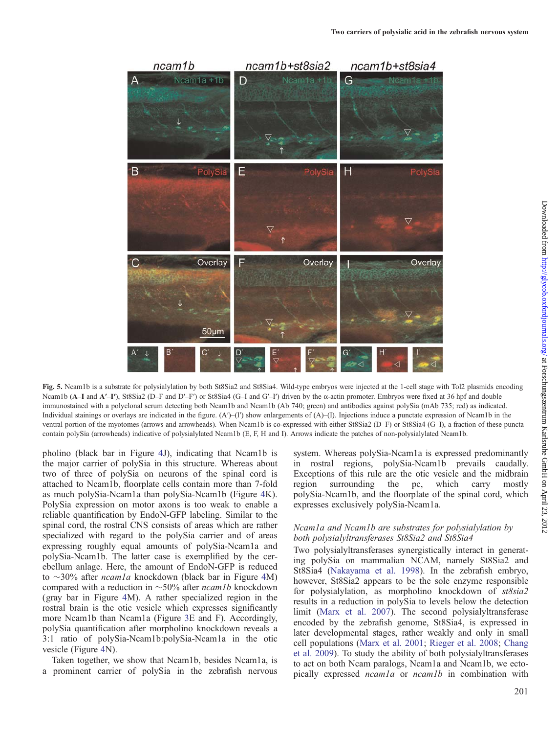**Fig. 5.** Ncam1b is a substrate for polysialylation by both St8Sia2 and St8Sia4. Wild-type embryos were injected at the 1-cell stage with Tol2 plasmids encoding Ncam1b (**A**–**I** and **A′**–**I′**), St8Sia2 (D–F and D′–F′) or St8Sia4 (G–I and G′–I′) driven by the α-actin promoter. Embryos were fixed at 36 hpf and double immunostained with a polyclonal serum detecting both Ncam1b and Ncam1b (Ab 740; green) and antibodies against polySia (mAb 735; red) as indicated. Individual stainings or overlays are indicated in the figure. (A′)–(I′) show enlargements of (A)–(I). Injections induce a punctate expression of Ncam1b in the ventral portion of the myotomes (arrows and arrowheads). When Ncam1b is co-expressed with either St8Sia2 (D–F) or St8Sia4 (G–I), a fraction of these puncta contain polySia (arrowheads) indicative of polysialylated Ncam1b (E, F, H and I). Arrows indicate the patches of non-polysialylated Ncam1b.

pholino (black bar in Figure 4J), indicating that Ncam1b is the major carrier of polySia in this structure. Whereas about two of three of polySia on neurons of the spinal cord is attached to Ncam1b, floorplate cells contain more than 7-fold as much polySia-Ncam1a than polySia-Ncam1b (Figure 4K). PolySia expression on motor axons is too weak to enable a reliable quantification by EndoN-GFP labeling. Similar to the spinal cord, the rostral CNS consists of areas which are rather specialized with regard to the polySia carrier and of areas expressing roughly equal amounts of polySia-Ncam1a and polySia-Ncam1b. The latter case is exemplified by the cerebellum anlage. Here, the amount of EndoN-GFP is reduced to ∼30% after *ncam1a* knockdown (black bar in Figure 4M) compared with a reduction in ∼50% after *ncam1b* knockdown (gray bar in Figure 4M). A rather specialized region in the rostral brain is the otic vesicle which expresses significantly more Ncam1b than Ncam1a (Figure 3E and F). Accordingly, polySia quantification after morpholino knockdown reveals a 3:1 ratio of polySia-Ncam1b:polySia-Ncam1a in the otic vesicle (Figure 4N).

Taken together, we show that Ncam1b, besides Ncam1a, is a prominent carrier of polySia in the zebrafish nervous system. Whereas polySia-Ncam1a is expressed predominantly in rostral regions, polySia-Ncam1b prevails caudally. Exceptions of this rule are the otic vesicle and the midbrain region surrounding the pc, which carry mostly polySia-Ncam1b, and the floorplate of the spinal cord, which expresses exclusively polySia-Ncam1a.

### *Ncam1a and Ncam1b are substrates for polysialylation by both polysialyltransferases St8Sia2 and St8Sia4*

Two polysialyltransferases synergistically interact in generating polySia on mammalian NCAM, namely St8Sia2 and St8Sia4 (Nakayama et al. 1998). In the zebrafish embryo, however, St8Sia2 appears to be the sole enzyme responsible for polysialylation, as morpholino knockdown of *st8sia2* results in a reduction in polySia to levels below the detection limit (Marx et al. 2007). The second polysialyltransferase encoded by the zebrafish genome, St8Sia4, is expressed in later developmental stages, rather weakly and only in small cell populations (Marx et al. 2001; Rieger et al. 2008; Chang et al. 2009). To study the ability of both polysialyltransferases to act on both Ncam paralogs, Ncam1a and Ncam1b, we ectopically expressed *ncam1a* or *ncam1b* in combination with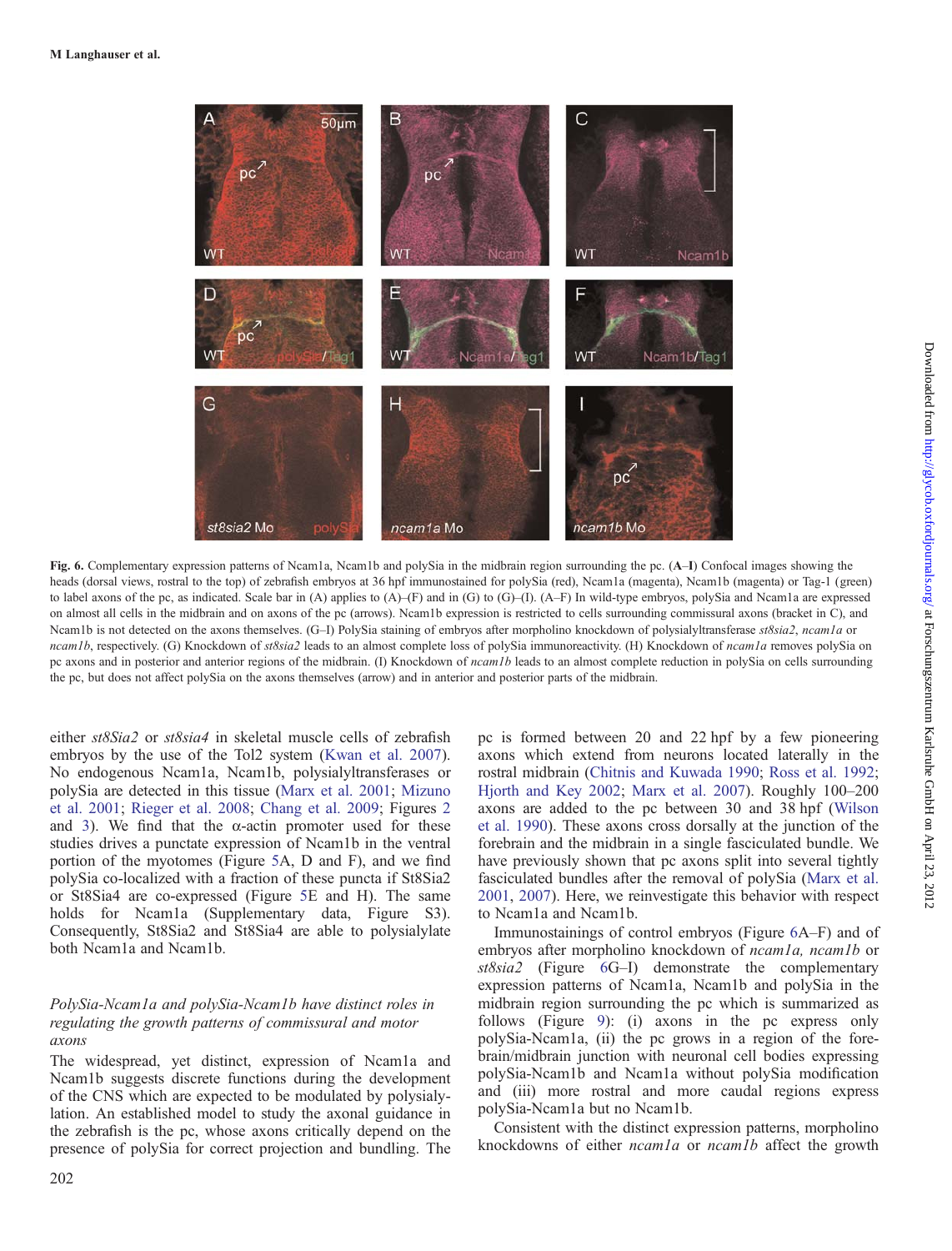Fig. 6. Complementary expression patterns of Ncam1a, Ncam1b and polySia in the midbrain region surrounding the pc. (**A**–**I**) Confocal images showing the heads (dorsal views, rostral to the top) of zebrafish embryos at 36 hpf immunostained for polySia (red), Ncam1a (magenta), Ncam1b (magenta) or Tag-1 (green) to label axons of the pc, as indicated. Scale bar in (A) applies to (A)–(F) and in (G) to (G)–(I). (A–F) In wild-type embryos, polySia and Ncam1a are expressed on almost all cells in the midbrain and on axons of the pc (arrows). Ncam1b expression is restricted to cells surrounding commissural axons (bracket in C), and Ncam1b is not detected on the axons themselves. (G–I) PolySia staining of embryos after morpholino knockdown of polysialyltransferase *st8sia2*, *ncam1a* or *ncam1b*, respectively. (G) Knockdown of *st8sia2* leads to an almost complete loss of polySia immunoreactivity. (H) Knockdown of *ncam1a* removes polySia on pc axons and in posterior and anterior regions of the midbrain. (I) Knockdown of *ncam1b* leads to an almost complete reduction in polySia on cells surrounding the pc, but does not affect polySia on the axons themselves (arrow) and in anterior and posterior parts of the midbrain.

either *st8Sia2* or *st8sia4* in skeletal muscle cells of zebrafish embryos by the use of the Tol2 system (Kwan et al. 2007). No endogenous Ncam1a, Ncam1b, polysialyltransferases or polySia are detected in this tissue (Marx et al. 2001; Mizuno et al. 2001; Rieger et al. 2008; Chang et al. 2009; Figures 2 and 3). We find that the α-actin promoter used for these studies drives a punctate expression of Ncam1b in the ventral portion of the myotomes (Figure 5A, D and F), and we find polySia co-localized with a fraction of these puncta if St8Sia2 or St8Sia4 are co-expressed (Figure 5E and H). The same holds for Ncam1a (Supplementary data, Figure S3). Consequently, St8Sia2 and St8Sia4 are able to polysialylate both Ncam1a and Ncam1b.

### *PolySia-Ncam1a and polySia-Ncam1b have distinct roles in regulating the growth patterns of commissural and motor axons*

The widespread, yet distinct, expression of Ncam1a and Ncam1b suggests discrete functions during the development of the CNS which are expected to be modulated by polysialylation. An established model to study the axonal guidance in the zebrafish is the pc, whose axons critically depend on the presence of polySia for correct projection and bundling. The pc is formed between 20 and 22 hpf by a few pioneering axons which extend from neurons located laterally in the rostral midbrain (Chitnis and Kuwada 1990; Ross et al. 1992; Hjorth and Key 2002; Marx et al. 2007). Roughly 100–200 axons are added to the pc between 30 and 38 hpf (Wilson et al. 1990). These axons cross dorsally at the junction of the forebrain and the midbrain in a single fasciculated bundle. We have previously shown that pc axons split into several tightly fasciculated bundles after the removal of polySia (Marx et al. 2001, 2007). Here, we reinvestigate this behavior with respect to Ncam1a and Ncam1b.

Immunostainings of control embryos (Figure 6A–F) and of embryos after morpholino knockdown of *ncam1a, ncam1b* or *st8sia2* (Figure 6G–I) demonstrate the complementary expression patterns of Ncam1a, Ncam1b and polySia in the midbrain region surrounding the pc which is summarized as follows (Figure 9): (i) axons in the pc express only polySia-Ncam1a, (ii) the pc grows in a region of the forebrain/midbrain junction with neuronal cell bodies expressing polySia-Ncam1b and Ncam1a without polySia modification and (iii) more rostral and more caudal regions express polySia-Ncam1a but no Ncam1b.

Consistent with the distinct expression patterns, morpholino knockdowns of either *ncam1a* or *ncam1b* affect the growth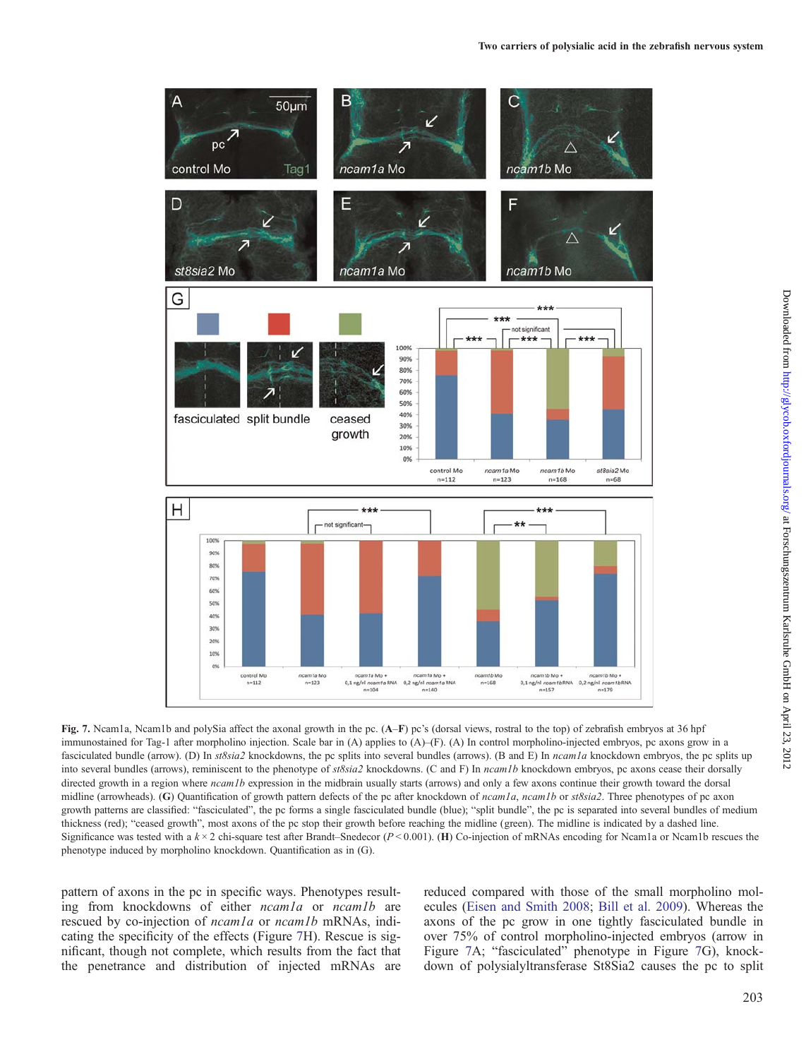**Fig. 7.** Ncam1a, Ncam1b and polySia affect the axonal growth in the pc. (**A**–**F**) pc's (dorsal views, rostral to the top) of zebrafish embryos at 36 hpf immunostained for Tag-1 after morpholino injection. Scale bar in (A) applies to (A)–(F). (A) In control morpholino-injected embryos, pc axons grow in a fasciculated bundle (arrow). (D) In *st8sia2* knockdowns, the pc splits into several bundles (arrows). (B and E) In *ncam1a* knockdown embryos, the pc splits up into several bundles (arrows), reminiscent to the phenotype of *st8sia2* knockdowns. (C and F) In *ncam1b* knockdown embryos, pc axons cease their dorsally directed growth in a region where *ncam1b* expression in the midbrain usually starts (arrows) and only a few axons continue their growth toward the dorsal midline (arrowheads). (**G**) Quantification of growth pattern defects of the pc after knockdown of *ncam1a*, *ncam1b* or *st8sia2*. Three phenotypes of pc axon growth patterns are classified: "fasciculated", the pc forms a single fasciculated bundle (blue); "split bundle", the pc is separated into several bundles of medium thickness (red); "ceased growth", most axons of the pc stop their growth before reaching the midline (green). The midline is indicated by a dashed line. Significance was tested with a $k \times 2$ chi-square test after Brandt–Snedecor ($P < 0.001$). (**H**) Co-injection of mRNAs encoding for Ncam1a or Ncam1b rescues the phenotype induced by morpholino knockdown. Quantification as in (G).

pattern of axons in the pc in specific ways. Phenotypes resulting from knockdowns of either *ncam1a* or *ncam1b* are rescued by co-injection of *ncam1a* or *ncam1b* mRNAs, indicating the specificity of the effects (Figure 7H). Rescue is significant, though not complete, which results from the fact that the penetrance and distribution of injected mRNAs are reduced compared with those of the small morpholino molecules (Eisen and Smith 2008; Bill et al. 2009). Whereas the axons of the pc grow in one tightly fasciculated bundle in over 75% of control morpholino-injected embryos (arrow in Figure 7A; "fasciculated" phenotype in Figure 7G), knockdown of polysialyltransferase St8Sia2 causes the pc to split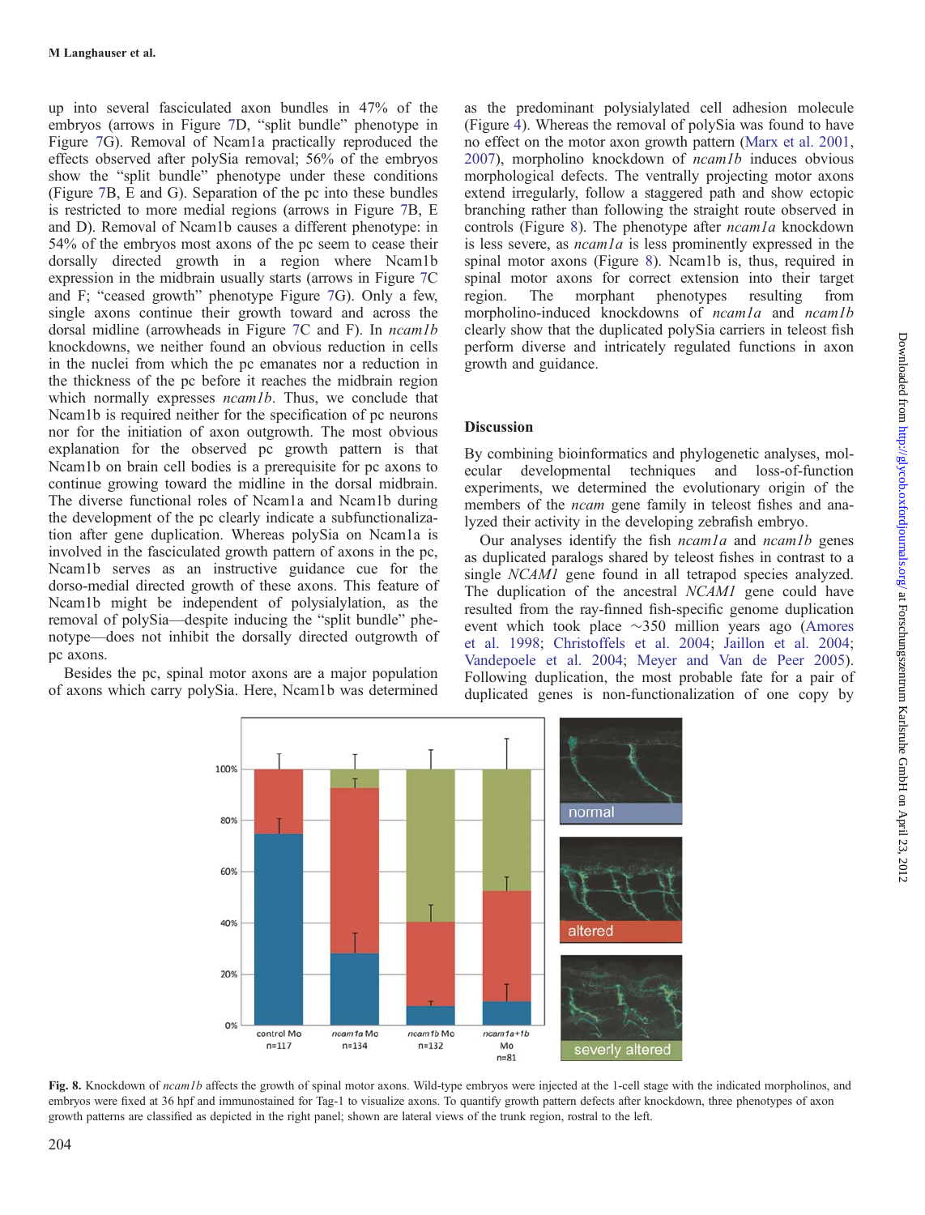up into several fasciculated axon bundles in 47% of the embryos (arrows in Figure 7D, "split bundle" phenotype in Figure 7G). Removal of Ncam1a practically reproduced the effects observed after polySia removal; 56% of the embryos show the "split bundle" phenotype under these conditions (Figure 7B, E and G). Separation of the pc into these bundles is restricted to more medial regions (arrows in Figure 7B, E and D). Removal of Ncam1b causes a different phenotype: in 54% of the embryos most axons of the pc seem to cease their dorsally directed growth in a region where Ncam1b expression in the midbrain usually starts (arrows in Figure 7C and F; "ceased growth" phenotype Figure 7G). Only a few, single axons continue their growth toward and across the dorsal midline (arrowheads in Figure 7C and F). In *ncam1b* knockdowns, we neither found an obvious reduction in cells in the nuclei from which the pc emanates nor a reduction in the thickness of the pc before it reaches the midbrain region which normally expresses *ncam1b*. Thus, we conclude that Ncam1b is required neither for the specification of pc neurons nor for the initiation of axon outgrowth. The most obvious explanation for the observed pc growth pattern is that Ncam1b on brain cell bodies is a prerequisite for pc axons to continue growing toward the midline in the dorsal midbrain. The diverse functional roles of Ncam1a and Ncam1b during the development of the pc clearly indicate a subfunctionalization after gene duplication. Whereas polySia on Ncam1a is involved in the fasciculated growth pattern of axons in the pc, Ncam1b serves as an instructive guidance cue for the dorso-medial directed growth of these axons. This feature of Ncam1b might be independent of polysialylation, as the removal of polySia—despite inducing the "split bundle" phenotype—does not inhibit the dorsally directed outgrowth of pc axons.

Besides the pc, spinal motor axons are a major population of axons which carry polySia. Here, Ncam1b was determined as the predominant polysialylated cell adhesion molecule (Figure 4). Whereas the removal of polySia was found to have no effect on the motor axon growth pattern (Marx et al. 2001, 2007), morpholino knockdown of *ncam1b* induces obvious morphological defects. The ventrally projecting motor axons extend irregularly, follow a staggered path and show ectopic branching rather than following the straight route observed in controls (Figure 8). The phenotype after *ncam1a* knockdown is less severe, as *ncam1a* is less prominently expressed in the spinal motor axons (Figure 8). Ncam1b is, thus, required in spinal motor axons for correct extension into their target region. The morphant phenotypes resulting from morpholino-induced knockdowns of *ncam1a* and *ncam1b* clearly show that the duplicated polySia carriers in teleost fish perform diverse and intricately regulated functions in axon growth and guidance.

## Discussion

By combining bioinformatics and phylogenetic analyses, molecular developmental techniques and loss-of-function experiments, we determined the evolutionary origin of the members of the *ncam* gene family in teleost fishes and analyzed their activity in the developing zebrafish embryo.

Our analyses identify the fish *ncam1a* and *ncam1b* genes as duplicated paralogs shared by teleost fishes in contrast to a single *NCAM1* gene found in all tetrapod species analyzed. The duplication of the ancestral *NCAM1* gene could have resulted from the ray-finned fish-specific genome duplication event which took place ~350 million years ago (Amores et al. 1998; Christoffels et al. 2004; Jaillon et al. 2004; Vandepoele et al. 2004; Meyer and Van de Peer 2005). Following duplication, the most probable fate for a pair of duplicated genes is non-functionalization of one copy by

**Fig. 8.** Knockdown of *ncam1b* affects the growth of spinal motor axons. Wild-type embryos were injected at the 1-cell stage with the indicated morpholinos, and embryos were fixed at 36 hpf and immunostained for Tag-1 to visualize axons. To quantify growth pattern defects after knockdown, three phenotypes of axon growth patterns are classified as depicted in the right panel; shown are lateral views of the trunk region, rostral to the left.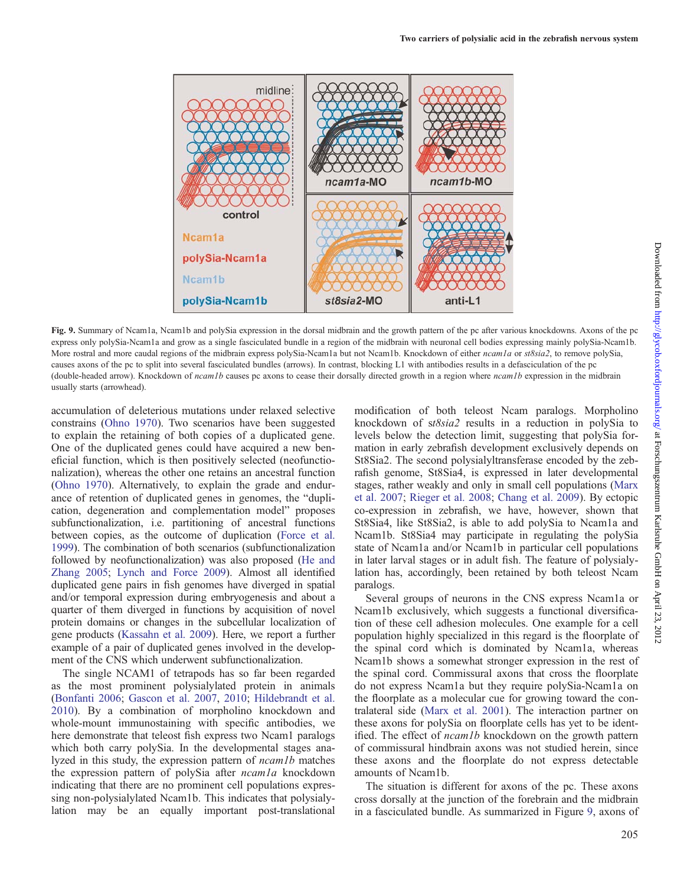**Fig. 9.** Summary of Ncam1a, Ncam1b and polySia expression in the dorsal midbrain and the growth pattern of the pc after various knockdowns. Axons of the pc express only polySia-Ncam1a and grow as a single fasciculated bundle in a region of the midbrain with neuronal cell bodies expressing mainly polySia-Ncam1b. More rostral and more caudal regions of the midbrain express polySia-Ncam1a but not Ncam1b. Knockdown of either *ncam1a* or *st8sia2*, to remove polySia, causes axons of the pc to split into several fasciculated bundles (arrows). In contrast, blocking L1 with antibodies results in a defasciculation of the pc (double-headed arrow). Knockdown of *ncam1b* causes pc axons to cease their dorsally directed growth in a region where *ncam1b* expression in the midbrain usually starts (arrowhead).

accumulation of deleterious mutations under relaxed selective constrains (Ohno 1970). Two scenarios have been suggested to explain the retaining of both copies of a duplicated gene. One of the duplicated genes could have acquired a new beneficial function, which is then positively selected (neofunctionalization), whereas the other one retains an ancestral function (Ohno 1970). Alternatively, to explain the grade and endurance of retention of duplicated genes in genomes, the "duplication, degeneration and complementation model" proposes subfunctionalization, i.e. partitioning of ancestral functions between copies, as the outcome of duplication (Force et al. 1999). The combination of both scenarios (subfunctionalization followed by neofunctionalization) was also proposed (He and Zhang 2005; Lynch and Force 2009). Almost all identified duplicated gene pairs in fish genomes have diverged in spatial and/or temporal expression during embryogenesis and about a quarter of them diverged in functions by acquisition of novel protein domains or changes in the subcellular localization of gene products (Kassahn et al. 2009). Here, we report a further example of a pair of duplicated genes involved in the development of the CNS which underwent subfunctionalization.

The single NCAM1 of tetrapods has so far been regarded as the most prominent polysialylated protein in animals (Bonfanti 2006; Gascon et al. 2007, 2010; Hildebrandt et al. 2010). By a combination of morpholino knockdown and whole-mount immunostaining with specific antibodies, we here demonstrate that teleost fish express two Ncam1 paralogs which both carry polySia. In the developmental stages analyzed in this study, the expression pattern of *ncam1b* matches the expression pattern of polySia after *ncam1a* knockdown indicating that there are no prominent cell populations expressing non-polysialylated Ncam1b. This indicates that polysialylation may be an equally important post-translational modification of both teleost Ncam paralogs. Morpholino knockdown of *st8sia2* results in a reduction in polySia to levels below the detection limit, suggesting that polySia formation in early zebrafish development exclusively depends on St8Sia2. The second polysialyltransferase encoded by the zebrafish genome, St8Sia4, is expressed in later developmental stages, rather weakly and only in small cell populations (Marx et al. 2007; Rieger et al. 2008; Chang et al. 2009). By ectopic co-expression in zebrafish, we have, however, shown that St8Sia4, like St8Sia2, is able to add polySia to Ncam1a and Ncam1b. St8Sia4 may participate in regulating the polySia state of Ncam1a and/or Ncam1b in particular cell populations in later larval stages or in adult fish. The feature of polysialylation has, accordingly, been retained by both teleost Ncam paralogs.

Several groups of neurons in the CNS express Ncam1a or Ncam1b exclusively, which suggests a functional diversification of these cell adhesion molecules. One example for a cell population highly specialized in this regard is the floorplate of the spinal cord which is dominated by Ncam1a, whereas Ncam1b shows a somewhat stronger expression in the rest of the spinal cord. Commissural axons that cross the floorplate do not express Ncam1a but they require polySia-Ncam1a on the floorplate as a molecular cue for growing toward the contralateral side (Marx et al. 2001). The interaction partner on these axons for polySia on floorplate cells has yet to be identified. The effect of *ncam1b* knockdown on the growth pattern of commissural hindbrain axons was not studied herein, since these axons and the floorplate do not express detectable amounts of Ncam1b.

The situation is different for axons of the pc. These axons cross dorsally at the junction of the forebrain and the midbrain in a fasciculated bundle. As summarized in Figure 9, axons of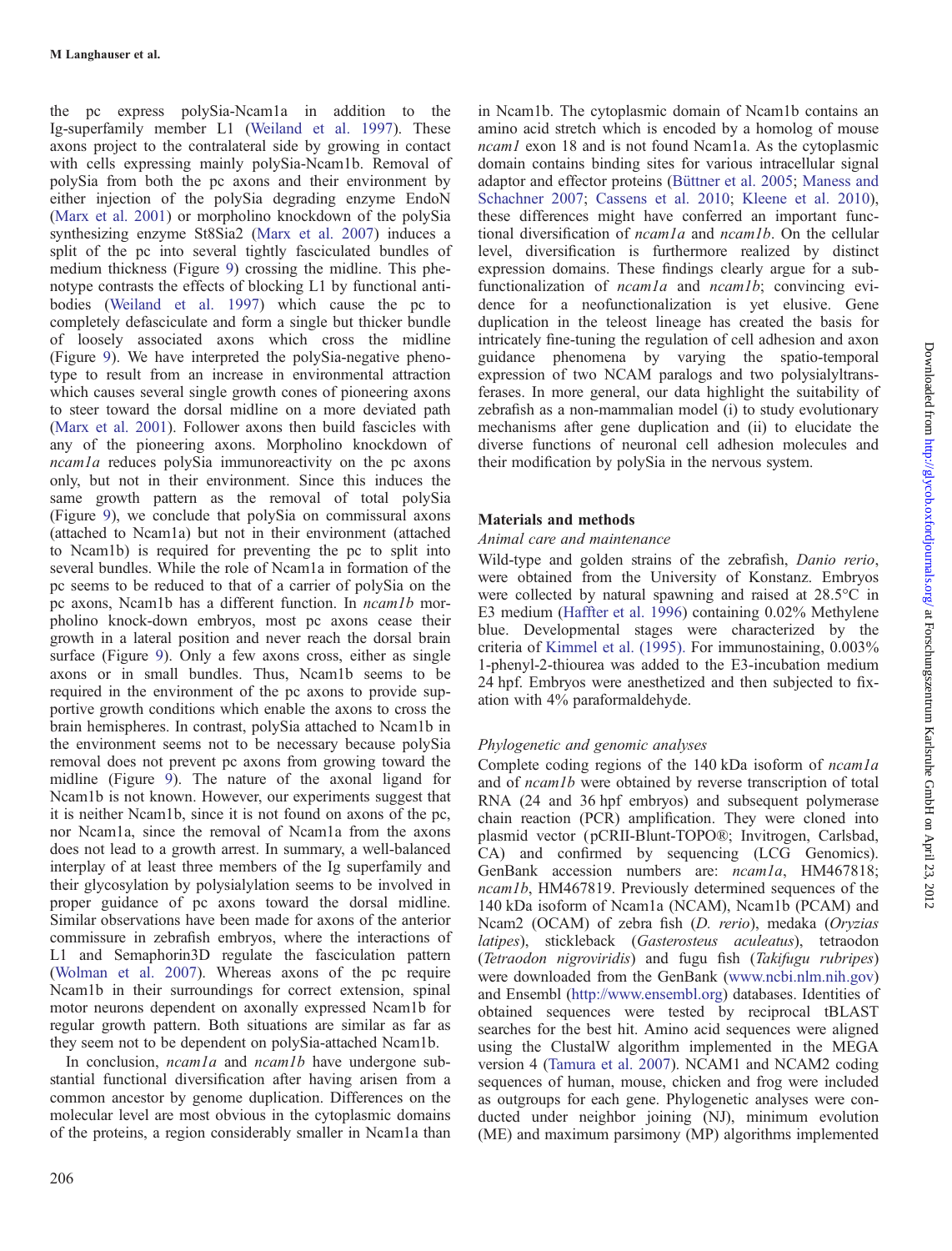the pc express polySia-Ncam1a in addition to the Ig-superfamily member L1 (Weiland et al. 1997). These axons project to the contralateral side by growing in contact with cells expressing mainly polySia-Ncam1b. Removal of polySia from both the pc axons and their environment by either injection of the polySia degrading enzyme EndoN (Marx et al. 2001) or morpholino knockdown of the polySia synthesizing enzyme St8Sia2 (Marx et al. 2007) induces a split of the pc into several tightly fasciculated bundles of medium thickness (Figure 9) crossing the midline. This phenotype contrasts the effects of blocking L1 by functional antibodies (Weiland et al. 1997) which cause the pc to completely defasciculate and form a single but thicker bundle of loosely associated axons which cross the midline (Figure 9). We have interpreted the polySia-negative phenotype to result from an increase in environmental attraction which causes several single growth cones of pioneering axons to steer toward the dorsal midline on a more deviated path (Marx et al. 2001). Follower axons then build fascicles with any of the pioneering axons. Morpholino knockdown of *ncam1a* reduces polySia immunoreactivity on the pc axons only, but not in their environment. Since this induces the same growth pattern as the removal of total polySia (Figure 9), we conclude that polySia on commissural axons (attached to Ncam1a) but not in their environment (attached to Ncam1b) is required for preventing the pc to split into several bundles. While the role of Ncam1a in formation of the pc seems to be reduced to that of a carrier of polySia on the pc axons, Ncam1b has a different function. In *ncam1b* morpholino knock-down embryos, most pc axons cease their growth in a lateral position and never reach the dorsal brain surface (Figure 9). Only a few axons cross, either as single axons or in small bundles. Thus, Ncam1b seems to be required in the environment of the pc axons to provide supportive growth conditions which enable the axons to cross the brain hemispheres. In contrast, polySia attached to Ncam1b in the environment seems not to be necessary because polySia removal does not prevent pc axons from growing toward the midline (Figure 9). The nature of the axonal ligand for Ncam1b is not known. However, our experiments suggest that it is neither Ncam1b, since it is not found on axons of the pc, nor Ncam1a, since the removal of Ncam1a from the axons does not lead to a growth arrest. In summary, a well-balanced interplay of at least three members of the Ig superfamily and their glycosylation by polysialylation seems to be involved in proper guidance of pc axons toward the dorsal midline. Similar observations have been made for axons of the anterior commissure in zebrafish embryos, where the interactions of L1 and Semaphorin3D regulate the fasciculation pattern (Wolman et al. 2007). Whereas axons of the pc require Ncam1b in their surroundings for correct extension, spinal motor neurons dependent on axonally expressed Ncam1b for regular growth pattern. Both situations are similar as far as they seem not to be dependent on polySia-attached Ncam1b.

In conclusion, *ncam1a* and *ncam1b* have undergone substantial functional diversification after having arisen from a common ancestor by genome duplication. Differences on the molecular level are most obvious in the cytoplasmic domains of the proteins, a region considerably smaller in Ncam1a than in Ncam1b. The cytoplasmic domain of Ncam1b contains an amino acid stretch which is encoded by a homolog of mouse *ncam1* exon 18 and is not found Ncam1a. As the cytoplasmic domain contains binding sites for various intracellular signal adaptor and effector proteins (Büttner et al. 2005; Maness and Schachner 2007; Cassens et al. 2010; Kleene et al. 2010), these differences might have conferred an important functional diversification of *ncam1a* and *ncam1b*. On the cellular level, diversification is furthermore realized by distinct expression domains. These findings clearly argue for a subfunctionalization of *ncam1a* and *ncam1b*; convincing evidence for a neofunctionalization is yet elusive. Gene duplication in the teleost lineage has created the basis for intricately fine-tuning the regulation of cell adhesion and axon guidance phenomena by varying the spatio-temporal expression of two NCAM paralogs and two polysialyltransferases. In more general, our data highlight the suitability of zebrafish as a non-mammalian model (i) to study evolutionary mechanisms after gene duplication and (ii) to elucidate the diverse functions of neuronal cell adhesion molecules and their modification by polySia in the nervous system.

## Materials and methods

### Animal care and maintenance

Wild-type and golden strains of the zebrafish, *Danio rerio*, were obtained from the University of Konstanz. Embryos were collected by natural spawning and raised at 28.5°C in E3 medium (Haffter et al. 1996) containing 0.02% Methylene blue. Developmental stages were characterized by the criteria of Kimmel et al. (1995). For immunostaining, 0.003% 1-phenyl-2-thiourea was added to the E3-incubation medium 24 hpf. Embryos were anesthetized and then subjected to fixation with 4% paraformaldehyde.

### Phylogenetic and genomic analyses

Complete coding regions of the 140 kDa isoform of *ncam1a* and of *ncam1b* were obtained by reverse transcription of total RNA (24 and 36 hpf embryos) and subsequent polymerase chain reaction (PCR) amplification. They were cloned into plasmid vector (pCRII-Blunt-TOPO®; Invitrogen, Carlsbad, CA) and confirmed by sequencing (LCG Genomics). GenBank accession numbers are: *ncam1a*, HM467818; *ncam1b*, HM467819. Previously determined sequences of the 140 kDa isoform of Ncam1a (NCAM), Ncam1b (PCAM) and Ncam2 (OCAM) of zebra fish (*D. rerio*), medaka (*Oryzias latipes*), stickleback (*Gasterosteus aculeatus*), tetraodon (*Tetraodon nigroviridis*) and fugu fish (*Takifugu rubripes*) were downloaded from the GenBank (www.ncbi.nlm.nih.gov) and Ensembl (http://www.ensembl.org) databases. Identities of obtained sequences were tested by reciprocal tBLAST searches for the best hit. Amino acid sequences were aligned using the ClustalW algorithm implemented in the MEGA version 4 (Tamura et al. 2007). NCAM1 and NCAM2 coding sequences of human, mouse, chicken and frog were included as outgroups for each gene. Phylogenetic analyses were conducted under neighbor joining (NJ), minimum evolution (ME) and maximum parsimony (MP) algorithms implemented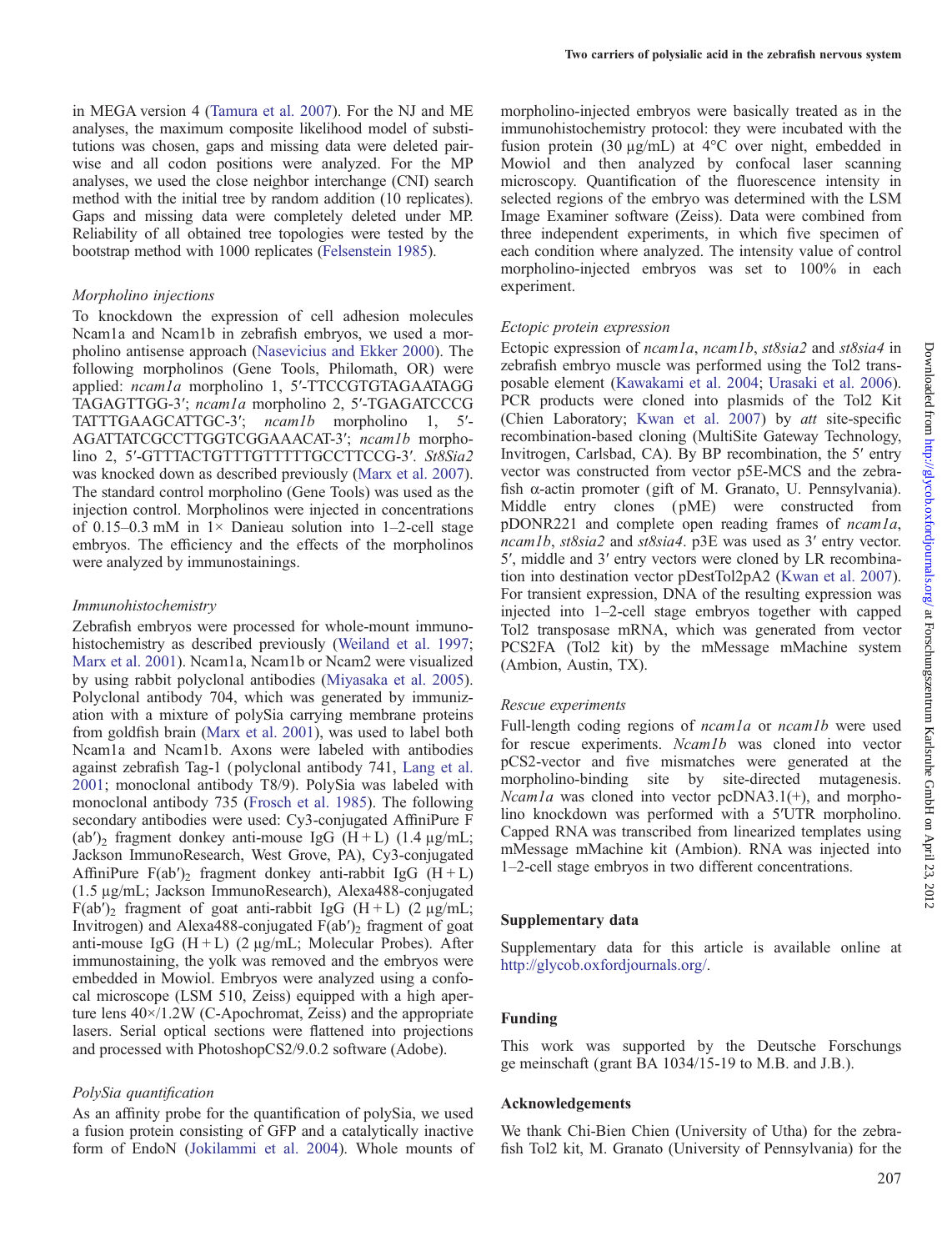in MEGA version 4 (Tamura et al. 2007). For the NJ and ME analyses, the maximum composite likelihood model of substitutions was chosen, gaps and missing data were deleted pairwise and all codon positions were analyzed. For the MP analyses, we used the close neighbor interchange (CNI) search method with the initial tree by random addition (10 replicates). Gaps and missing data were completely deleted under MP. Reliability of all obtained tree topologies were tested by the bootstrap method with 1000 replicates (Felsenstein 1985).

### *Morpholino injections*

To knockdown the expression of cell adhesion molecules Ncam1a and Ncam1b in zebrafish embryos, we used a morpholino antisense approach (Nasevicius and Ekker 2000). The following morpholinos (Gene Tools, Philomath, OR) were applied: *ncam1a* morpholino 1, 5′-TTCCGTGTAGAATAGG TAGAGTTGG-3′; *ncam1a* morpholino 2, 5′-TGAGATCCCG TATTGAAGCATTGC-3′; *ncam1b* morpholino 1, 5′-AGATTATCGCCTTGGTCGGAAACAT-3′; *ncam1b* morpholino 2, 5′-GTTTACTGTTTGTTTTTGCCTTCCG-3′. *St8Sia2* was knocked down as described previously (Marx et al. 2007). The standard control morpholino (Gene Tools) was used as the injection control. Morpholinos were injected in concentrations of 0.15–0.3 mM in 1× Danieau solution into 1–2-cell stage embryos. The efficiency and the effects of the morpholinos were analyzed by immunostainings.

### *Immunohistochemistry*

Zebrafish embryos were processed for whole-mount immunohistochemistry as described previously (Weiland et al. 1997; Marx et al. 2001). Ncam1a, Ncam1b or Ncam2 were visualized by using rabbit polyclonal antibodies (Miyasaka et al. 2005). Polyclonal antibody 704, which was generated by immunization with a mixture of polySia carrying membrane proteins from goldfish brain (Marx et al. 2001), was used to label both Ncam1a and Ncam1b. Axons were labeled with antibodies against zebrafish Tag-1 (polyclonal antibody 741, Lang et al. 2001; monoclonal antibody T8/9). PolySia was labeled with monoclonal antibody 735 (Frosch et al. 1985). The following secondary antibodies were used: Cy3-conjugated AffiniPure F(ab′)$_2$ fragment donkey anti-mouse IgG (H + L) (1.4 μg/mL; Jackson ImmunoResearch, West Grove, PA), Cy3-conjugated AffiniPure F(ab′)$_2$ fragment donkey anti-rabbit IgG (H + L) (1.5 μg/mL; Jackson ImmunoResearch), Alexa488-conjugated F(ab′)$_2$ fragment of goat anti-rabbit IgG (H + L) (2 μg/mL; Invitrogen) and Alexa488-conjugated F(ab′)$_2$ fragment of goat anti-mouse IgG (H + L) (2 μg/mL; Molecular Probes). After immunostaining, the yolk was removed and the embryos were embedded in Mowiol. Embryos were analyzed using a confocal microscope (LSM 510, Zeiss) equipped with a high aperture lens 40×/1.2W (C-Apochromat, Zeiss) and the appropriate lasers. Serial optical sections were flattened into projections and processed with PhotoshopCS2/9.0.2 software (Adobe).

### *PolySia quantification*

As an affinity probe for the quantification of polySia, we used a fusion protein consisting of GFP and a catalytically inactive form of EndoN (Jokilammi et al. 2004). Whole mounts of morpholino-injected embryos were basically treated as in the immunohistochemistry protocol: they were incubated with the fusion protein (30 μg/mL) at 4°C over night, embedded in Mowiol and then analyzed by confocal laser scanning microscopy. Quantification of the fluorescence intensity in selected regions of the embryo was determined with the LSM Image Examiner software (Zeiss). Data were combined from three independent experiments, in which five specimen of each condition where analyzed. The intensity value of control morpholino-injected embryos was set to 100% in each experiment.

### *Ectopic protein expression*

Ectopic expression of *ncam1a*, *ncam1b*, *st8sia2* and *st8sia4* in zebrafish embryo muscle was performed using the Tol2 transposable element (Kawakami et al. 2004; Urasaki et al. 2006). PCR products were cloned into plasmids of the Tol2 Kit (Chien Laboratory; Kwan et al. 2007) by *att* site-specific recombination-based cloning (MultiSite Gateway Technology, Invitrogen, Carlsbad, CA). By BP recombination, the 5′ entry vector was constructed from vector p5E-MCS and the zebrafish α-actin promoter (gift of M. Granato, U. Pennsylvania). Middle entry clones (pME) were constructed from pDONR221 and complete open reading frames of *ncam1a*, *ncam1b*, *st8sia2* and *st8sia4*. p3E was used as 3′ entry vector. 5′, middle and 3′ entry vectors were cloned by LR recombination into destination vector pDestTol2pA2 (Kwan et al. 2007). For transient expression, DNA of the resulting expression was injected into 1–2-cell stage embryos together with capped Tol2 transposase mRNA, which was generated from vector PCS2FA (Tol2 kit) by the mMessage mMachine system (Ambion, Austin, TX).

### *Rescue experiments*

Full-length coding regions of *ncam1a* or *ncam1b* were used for rescue experiments. *Ncam1b* was cloned into vector pCS2-vector and five mismatches were generated at the morpholino-binding site by site-directed mutagenesis. *Ncam1a* was cloned into vector pcDNA3.1(+), and morpholino knockdown was performed with a 5′UTR morpholino. Capped RNA was transcribed from linearized templates using mMessage mMachine kit (Ambion). RNA was injected into 1–2-cell stage embryos in two different concentrations.

## Supplementary data

Supplementary data for this article is available online at http://glycob.oxfordjournals.org/.

## Funding

This work was supported by the Deutsche Forschungs ge meinschaft (grant BA 1034/15-19 to M.B. and J.B.).

## Acknowledgements

We thank Chi-Bien Chien (University of Utha) for the zebrafish Tol2 kit, M. Granato (University of Pennsylvania) for the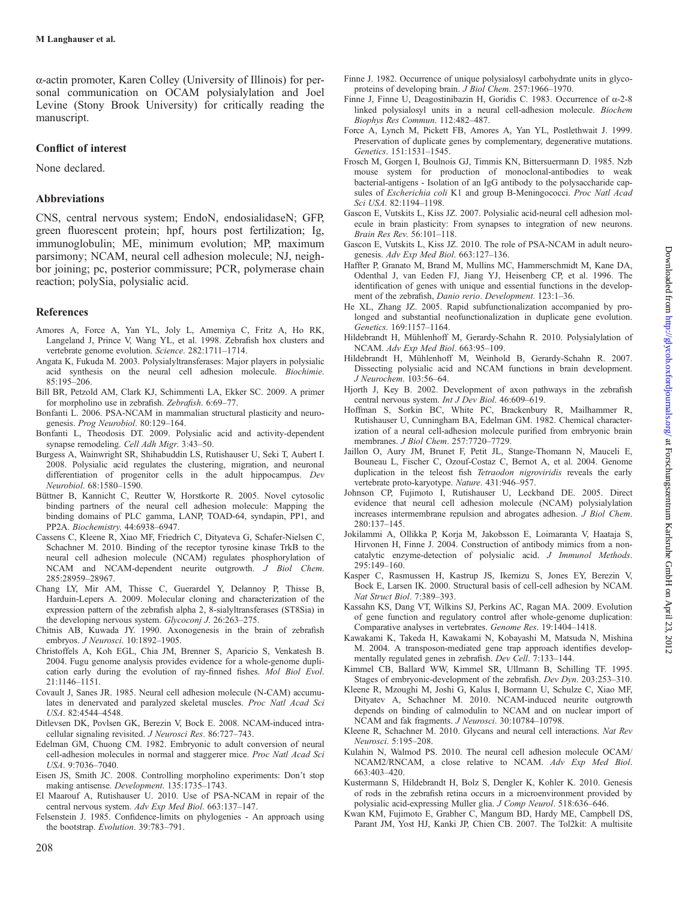α-actin promoter, Karen Colley (University of Illinois) for personal communication on OCAM polysialylation and Joel Levine (Stony Brook University) for critically reading the manuscript.

## Conflict of interest

None declared.

## Abbreviations

CNS, central nervous system; EndoN, endosialidaseN; GFP, green fluorescent protein; hpf, hours post fertilization; Ig, immunoglobulin; ME, minimum evolution; MP, maximum parsimony; NCAM, neural cell adhesion molecule; NJ, neighbor joining; pc, posterior commissure; PCR, polymerase chain reaction; polySia, polysialic acid.

## References

Amores A, Force A, Yan YL, Joly L, Amemiya C, Fritz A, Ho RK, Langeland J, Prince V, Wang YL, et al. 1998. Zebrafish hox clusters and vertebrate genome evolution. *Science*. 282:1711–1714.

Angata K, Fukuda M. 2003. Polysialyltransferases: Major players in polysialic acid synthesis on the neural cell adhesion molecule. *Biochimie*. 85:195–206.

Bill BR, Petzold AM, Clark KJ, Schimmenti LA, Ekker SC. 2009. A primer for morpholino use in zebrafish. *Zebrafish*. 6:69–77.

Bonfanti L. 2006. PSA-NCAM in mammalian structural plasticity and neurogenesis. *Prog Neurobiol*. 80:129–164.

Bonfanti L, Theodosis DT. 2009. Polysialic acid and activity-dependent synapse remodeling. *Cell Adh Migr*. 3:43–50.

Burgess A, Wainwright SR, Shihabuddin LS, Rutishauser U, Seki T, Aubert I. 2008. Polysialic acid regulates the clustering, migration, and neuronal differentiation of progenitor cells in the adult hippocampus. *Dev Neurobiol*. 68:1580–1590.

Büttner B, Kannicht C, Reutter W, Horstkorte R. 2005. Novel cytosolic binding partners of the neural cell adhesion molecule: Mapping the binding domains of PLC gamma, LANP, TOAD-64, syndapin, PP1, and PP2A. *Biochemistry*. 44:6938–6947.

Cassens C, Kleene R, Xiao MF, Friedrich C, Dityateva G, Schafer-Nielsen C, Schachner M. 2010. Binding of the receptor tyrosine kinase TrkB to the neural cell adhesion molecule (NCAM) regulates phosphorylation of NCAM and NCAM-dependent neurite outgrowth. *J Biol Chem*. 285:28959–28967.

Chang LY, Mir AM, Thisse C, Guerardel Y, Delannoy P, Thisse B, Harduin-Lepers A. 2009. Molecular cloning and characterization of the expression pattern of the zebrafish alpha 2, 8-sialyltransferases (ST8Sia) in the developing nervous system. *Glycoconj J*. 26:263–275.

Chitnis AB, Kuwada JY. 1990. Axonogenesis in the brain of zebrafish embryos. *J Neurosci*. 10:1892–1905.

Christoffels A, Koh EGL, Chia JM, Brenner S, Aparicio S, Venkatesh B. 2004. Fugu genome analysis provides evidence for a whole-genome duplication early during the evolution of ray-finned fishes. *Mol Biol Evol*. 21:1146–1151.

Covault J, Sanes JR. 1985. Neural cell adhesion molecule (N-CAM) accumulates in denervated and paralyzed skeletal muscles. *Proc Natl Acad Sci USA*. 82:4544–4548.

Ditlevsen DK, Povlsen GK, Berezin V, Bock E. 2008. NCAM-induced intracellular signaling revisited. *J Neurosci Res*. 86:727–743.

Edelman GM, Chuong CM. 1982. Embryonic to adult conversion of neural cell-adhesion molecules in normal and staggerer mice. *Proc Natl Acad Sci USA*. 9:7036–7040.

Eisen JS, Smith JC. 2008. Controlling morpholino experiments: Don't stop making antisense. *Development*. 135:1735–1743.

El Maarouf A, Rutishauser U. 2010. Use of PSA-NCAM in repair of the central nervous system. *Adv Exp Med Biol*. 663:137–147.

Felsenstein J. 1985. Confidence-limits on phylogenies - An approach using the bootstrap. *Evolution*. 39:783–791.

Finne J. 1982. Occurrence of unique polysialosyl carbohydrate units in glycoproteins of developing brain. *J Biol Chem*. 257:1966–1970.

Finne J, Finne U, Deagostinibazin H, Goridis C. 1983. Occurrence of α-2-8 linked polysialosyl units in a neural cell-adhesion molecule. *Biochem Biophys Res Commun*. 112:482–487.

Force A, Lynch M, Pickett FB, Amores A, Yan YL, Postlethwait J. 1999. Preservation of duplicate genes by complementary, degenerative mutations. *Genetics*. 151:1531–1545.

Frosch M, Gorgen I, Boulnois GJ, Timmis KN, Bittersuermann D. 1985. Nzb mouse system for production of monoclonal-antibodies to weak bacterial-antigens - Isolation of an IgG antibody to the polysaccharide capsules of *Escherichia coli* K1 and group B-Meningococci. *Proc Natl Acad Sci USA*. 82:1194–1198.

Gascon E, Vutskits L, Kiss JZ. 2007. Polysialic acid-neural cell adhesion molecule in brain plasticity: From synapses to integration of new neurons. *Brain Res Rev*. 56:101–118.

Gascon E, Vutskits L, Kiss JZ. 2010. The role of PSA-NCAM in adult neurogenesis. *Adv Exp Med Biol*. 663:127–136.

Haffter P, Granato M, Brand M, Mullins MC, Hammerschmidt M, Kane DA, Odenthal J, van Eeden FJ, Jiang YJ, Heisenberg CP, et al. 1996. The identification of genes with unique and essential functions in the development of the zebrafish, *Danio rerio*. *Development*. 123:1–36.

He XL, Zhang JZ. 2005. Rapid subfunctionalization accompanied by prolonged and substantial neofunctionalization in duplicate gene evolution. *Genetics*. 169:1157–1164.

Hildebrandt H, Mühlenhoff M, Gerardy-Schahn R. 2010. Polysialylation of NCAM. *Adv Exp Med Biol*. 663:95–109.

Hildebrandt H, Mühlenhoff M, Weinhold B, Gerardy-Schahn R. 2007. Dissecting polysialic acid and NCAM functions in brain development. *J Neurochem*. 103:56–64.

Hjorth J, Key B. 2002. Development of axon pathways in the zebrafish central nervous system. *Int J Dev Biol*. 46:609–619.

Hoffman S, Sorkin BC, White PC, Brackenbury R, Mailhammer R, Rutishauser U, Cunningham BA, Edelman GM. 1982. Chemical characterization of a neural cell-adhesion molecule purified from embryonic brain membranes. *J Biol Chem*. 257:7720–7729.

Jaillon O, Aury JM, Brunet F, Petit JL, Stange-Thomann N, Mauceli E, Bouneau L, Fischer C, Ozouf-Costaz C, Bernot A, et al. 2004. Genome duplication in the teleost fish *Tetraodon nigroviridis* reveals the early vertebrate proto-karyotype. *Nature*. 431:946–957.

Johnson CP, Fujimoto I, Rutishauser U, Leckband DE. 2005. Direct evidence that neural cell adhesion molecule (NCAM) polysialylation increases intermembrane repulsion and abrogates adhesion. *J Biol Chem*. 280:137–145.

Jokilammi A, Ollikka P, Korja M, Jakobsson E, Loimaranta V, Haataja S, Hirvonen H, Finne J. 2004. Construction of antibody mimics from a noncatalytic enzyme-detection of polysialic acid. *J Immunol Methods*. 295:149–160.

Kasper C, Rasmussen H, Kastrup JS, Ikemizu S, Jones EY, Berezin V, Bock E, Larsen IK. 2000. Structural basis of cell-cell adhesion by NCAM. *Nat Struct Biol*. 7:389–393.

Kassahn KS, Dang VT, Wilkins SJ, Perkins AC, Ragan MA. 2009. Evolution of gene function and regulatory control after whole-genome duplication: Comparative analyses in vertebrates. *Genome Res*. 19:1404–1418.

Kawakami K, Takeda H, Kawakami N, Kobayashi M, Matsuda N, Mishina M. 2004. A transposon-mediated gene trap approach identifies developmentally regulated genes in zebrafish. *Dev Cell*. 7:133–144.

Kimmel CB, Ballard WW, Kimmel SR, Ullmann B, Schilling TF. 1995. Stages of embryonic-development of the zebrafish. *Dev Dyn*. 203:253–310.

Kleene R, Mzoughi M, Joshi G, Kalus I, Bormann U, Schulze C, Xiao MF, Dityatev A, Schachner M. 2010. NCAM-induced neurite outgrowth depends on binding of calmodulin to NCAM and on nuclear import of NCAM and fak fragments. *J Neurosci*. 30:10784–10798.

Kleene R, Schachner M. 2010. Glycans and neural cell interactions. *Nat Rev Neurosci*. 5:195–208.

Kulahin N, Walmod PS. 2010. The neural cell adhesion molecule OCAM/NCAM2/RNCAM, a close relative to NCAM. *Adv Exp Med Biol*. 663:403–420.

Kustermann S, Hildebrandt H, Bolz S, Dengler K, Kohler K. 2010. Genesis of rods in the zebrafish retina occurs in a microenvironment provided by polysialic acid-expressing Muller glia. *J Comp Neurol*. 518:636–646.

Kwan KM, Fujimoto E, Grabher C, Mangum BD, Hardy ME, Campbell DS, Parant JM, Yost HJ, Kanki JP, Chien CB. 2007. The Tol2kit: A multisite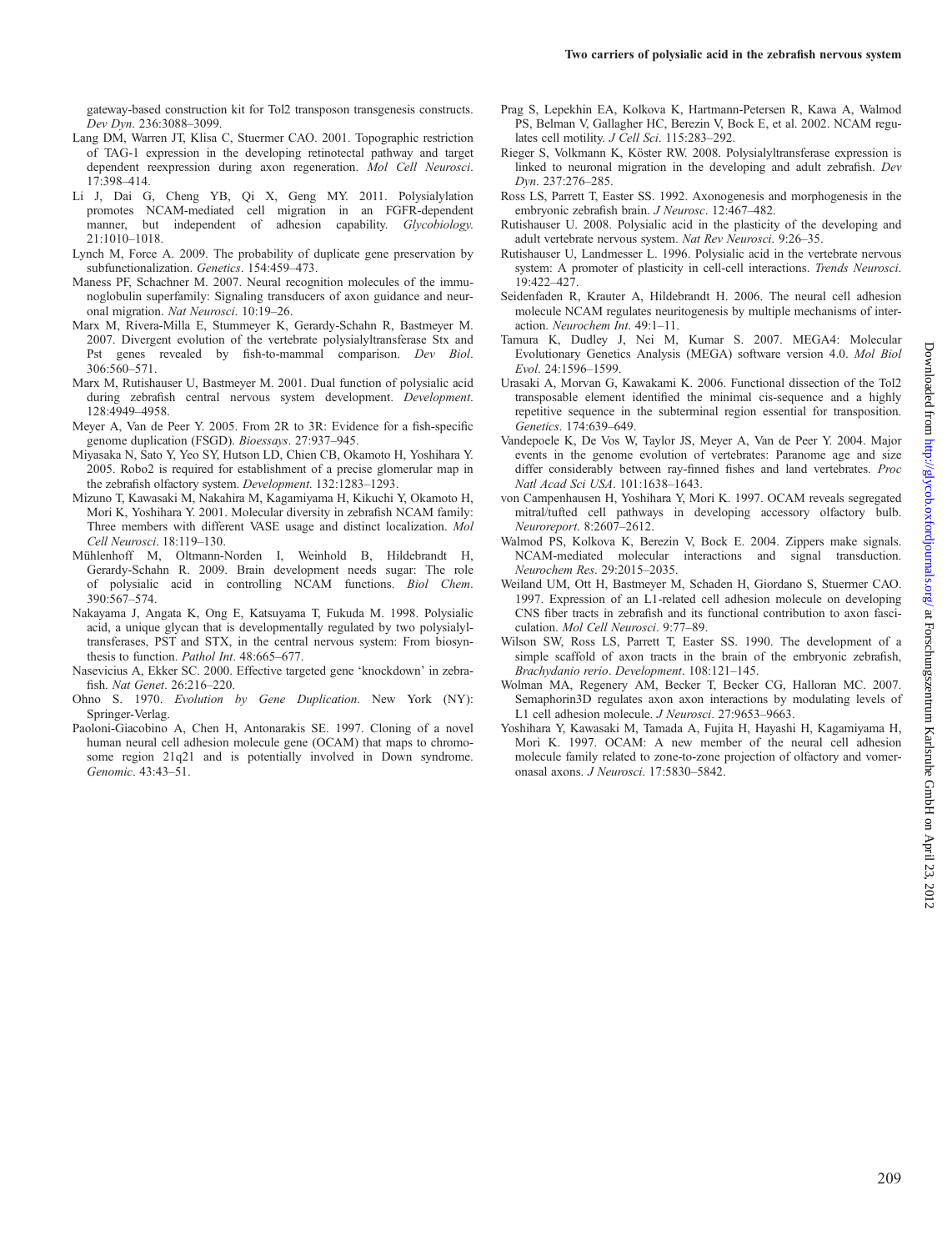gateway-based construction kit for Tol2 transposon transgenesis constructs. *Dev Dyn*. 236:3088–3099.

Lang DM, Warren JT, Klisa C, Stuermer CAO. 2001. Topographic restriction of TAG-1 expression in the developing retinotectal pathway and target dependent reexpression during axon regeneration. *Mol Cell Neurosci*. 17:398–414.

Li J, Dai G, Cheng YB, Qi X, Geng MY. 2011. Polysialylation promotes NCAM-mediated cell migration in an FGFR-dependent manner, but independent of adhesion capability. *Glycobiology*. 21:1010–1018.

Lynch M, Force A. 2009. The probability of duplicate gene preservation by subfunctionalization. *Genetics*. 154:459–473.

Maness PF, Schachner M. 2007. Neural recognition molecules of the immunoglobulin superfamily: Signaling transducers of axon guidance and neuronal migration. *Nat Neurosci*. 10:19–26.

Marx M, Rivera-Milla E, Stummeyer K, Gerardy-Schahn R, Bastmeyer M. 2007. Divergent evolution of the vertebrate polysialyltransferase Stx and Pst genes revealed by fish-to-mammal comparison. *Dev Biol*. 306:560–571.

Marx M, Rutishauser U, Bastmeyer M. 2001. Dual function of polysialic acid during zebrafish central nervous system development. *Development*. 128:4949–4958.

Meyer A, Van de Peer Y. 2005. From 2R to 3R: Evidence for a fish-specific genome duplication (FSGD). *Bioessays*. 27:937–945.

Miyasaka N, Sato Y, Yeo SY, Hutson LD, Chien CB, Okamoto H, Yoshihara Y. 2005. Robo2 is required for establishment of a precise glomerular map in the zebrafish olfactory system. *Development*. 132:1283–1293.

Mizuno T, Kawasaki M, Nakahira M, Kagamiyama H, Kikuchi Y, Okamoto H, Mori K, Yoshihara Y. 2001. Molecular diversity in zebrafish NCAM family: Three members with different VASE usage and distinct localization. *Mol Cell Neurosci*. 18:119–130.

Mühlenhoff M, Oltmann-Norden I, Weinhold B, Hildebrandt H, Gerardy-Schahn R. 2009. Brain development needs sugar: The role of polysialic acid in controlling NCAM functions. *Biol Chem*. 390:567–574.

Nakayama J, Angata K, Ong E, Katsuyama T, Fukuda M. 1998. Polysialic acid, a unique glycan that is developmentally regulated by two polysialyltransferases, PST and STX, in the central nervous system: From biosynthesis to function. *Pathol Int*. 48:665–677.

Nasevicius A, Ekker SC. 2000. Effective targeted gene 'knockdown' in zebrafish. *Nat Genet*. 26:216–220.

Ohno S. 1970. *Evolution by Gene Duplication*. New York (NY): Springer-Verlag.

Paoloni-Giacobino A, Chen H, Antonarakis SE. 1997. Cloning of a novel human neural cell adhesion molecule gene (OCAM) that maps to chromosome region 21q21 and is potentially involved in Down syndrome. *Genomic*. 43:43–51.

Prag S, Lepekhin EA, Kolkova K, Hartmann-Petersen R, Kawa A, Walmod PS, Belman V, Gallagher HC, Berezin V, Bock E, et al. 2002. NCAM regulates cell motility. *J Cell Sci*. 115:283–292.

Rieger S, Volkmann K, Köster RW. 2008. Polysialyltransferase expression is linked to neuronal migration in the developing and adult zebrafish. *Dev Dyn*. 237:276–285.

Ross LS, Parrett T, Easter SS. 1992. Axonogenesis and morphogenesis in the embryonic zebrafish brain. *J Neurosc*. 12:467–482.

Rutishauser U. 2008. Polysialic acid in the plasticity of the developing and adult vertebrate nervous system. *Nat Rev Neurosci*. 9:26–35.

Rutishauser U, Landmesser L. 1996. Polysialic acid in the vertebrate nervous system: A promoter of plasticity in cell-cell interactions. *Trends Neurosci*. 19:422–427.

Seidenfaden R, Krauter A, Hildebrandt H. 2006. The neural cell adhesion molecule NCAM regulates neuritogenesis by multiple mechanisms of interaction. *Neurochem Int*. 49:1–11.

Tamura K, Dudley J, Nei M, Kumar S. 2007. MEGA4: Molecular Evolutionary Genetics Analysis (MEGA) software version 4.0. *Mol Biol Evol*. 24:1596–1599.

Urasaki A, Morvan G, Kawakami K. 2006. Functional dissection of the Tol2 transposable element identified the minimal cis-sequence and a highly repetitive sequence in the subterminal region essential for transposition. *Genetics*. 174:639–649.

Vandepoele K, De Vos W, Taylor JS, Meyer A, Van de Peer Y. 2004. Major events in the genome evolution of vertebrates: Paranome age and size differ considerably between ray-finned fishes and land vertebrates. *Proc Natl Acad Sci USA*. 101:1638–1643.

von Campenhausen H, Yoshihara Y, Mori K. 1997. OCAM reveals segregated mitral/tufted cell pathways in developing accessory olfactory bulb. *Neuroreport*. 8:2607–2612.

Walmod PS, Kolkova K, Berezin V, Bock E. 2004. Zippers make signals. NCAM-mediated molecular interactions and signal transduction. *Neurochem Res*. 29:2015–2035.

Weiland UM, Ott H, Bastmeyer M, Schaden H, Giordano S, Stuermer CAO. 1997. Expression of an L1-related cell adhesion molecule on developing CNS fiber tracts in zebrafish and its functional contribution to axon fasciculation. *Mol Cell Neurosci*. 9:77–89.

Wilson SW, Ross LS, Parrett T, Easter SS. 1990. The development of a simple scaffold of axon tracts in the brain of the embryonic zebrafish, *Brachydanio rerio*. *Development*. 108:121–145.

Wolman MA, Regenery AM, Becker T, Becker CG, Halloran MC. 2007. Semaphorin3D regulates axon axon interactions by modulating levels of L1 cell adhesion molecule. *J Neurosci*. 27:9653–9663.

Yoshihara Y, Kawasaki M, Tamada A, Fujita H, Hayashi H, Kagamiyama H, Mori K. 1997. OCAM: A new member of the neural cell adhesion molecule family related to zone-to-zone projection of olfactory and vomeronasal axons. *J Neurosci*. 17:5830–5842.